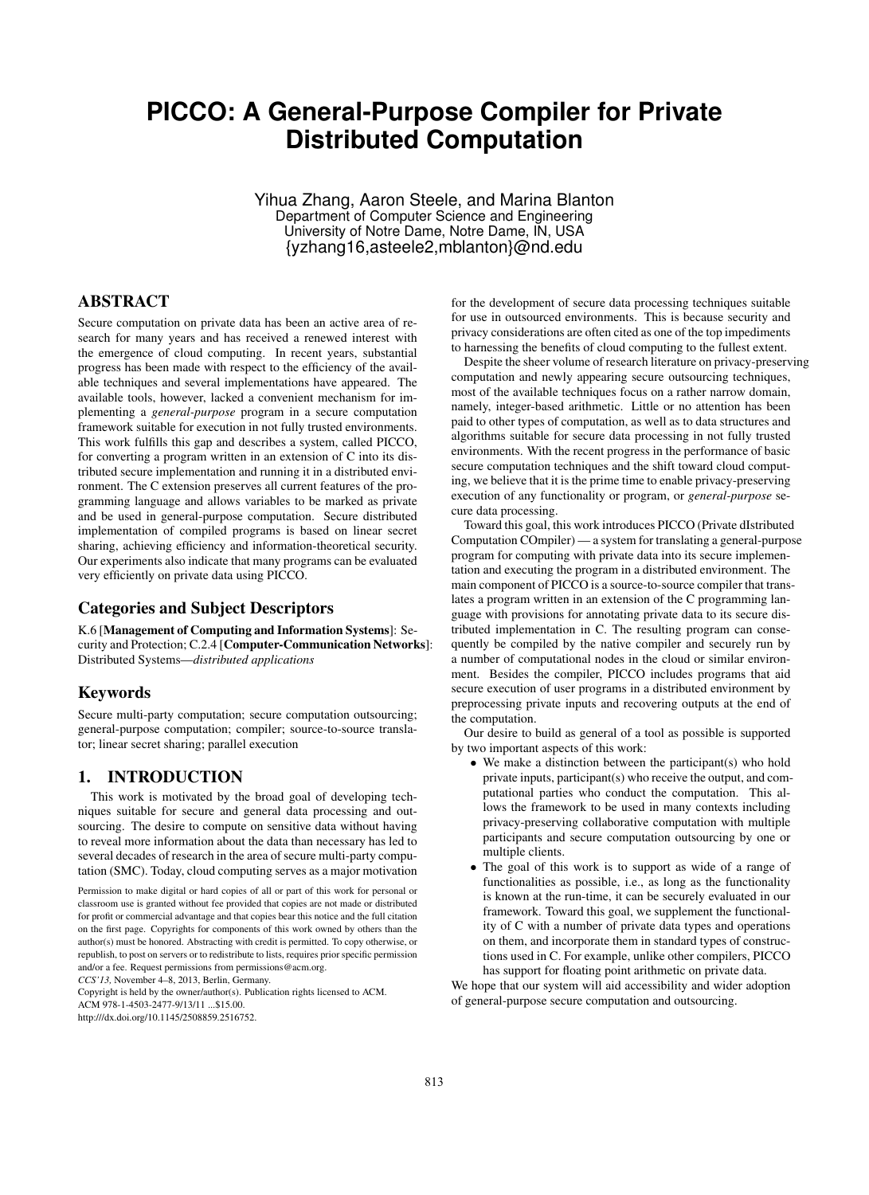# PICCO: A General-Purpose Compiler for Private Distributed Computation

Yihua Zhang, Aaron Steele, and Marina Blanton
Department of Computer Science and Engineering
University of Notre Dame, Notre Dame, IN, USA
{yzhang16,asteele2,mblanton}@nd.edu

## ABSTRACT

Secure computation on private data has been an active area of research for many years and has received a renewed interest with the emergence of cloud computing. In recent years, substantial progress has been made with respect to the efficiency of the available techniques and several implementations have appeared. The available tools, however, lacked a convenient mechanism for implementing a *general-purpose* program in a secure computation framework suitable for execution in not fully trusted environments. This work fulfills this gap and describes a system, called PICCO, for converting a program written in an extension of C into its distributed secure implementation and running it in a distributed environment. The C extension preserves all current features of the programming language and allows variables to be marked as private and be used in general-purpose computation. Secure distributed implementation of compiled programs is based on linear secret sharing, achieving efficiency and information-theoretical security. Our experiments also indicate that many programs can be evaluated very efficiently on private data using PICCO.

## Categories and Subject Descriptors

K.6 [**Management of Computing and Information Systems**]: Security and Protection; C.2.4 [**Computer-Communication Networks**]: Distributed Systems—*distributed applications*

## Keywords

Secure multi-party computation; secure computation outsourcing; general-purpose computation; compiler; source-to-source translator; linear secret sharing; parallel execution

## 1. INTRODUCTION

This work is motivated by the broad goal of developing techniques suitable for secure and general data processing and outsourcing. The desire to compute on sensitive data without having to reveal more information about the data than necessary has led to several decades of research in the area of secure multi-party computation (SMC). Today, cloud computing serves as a major motivation for the development of secure data processing techniques suitable for use in outsourced environments. This is because security and privacy considerations are often cited as one of the top impediments to harnessing the benefits of cloud computing to the fullest extent.

Despite the sheer volume of research literature on privacy-preserving computation and newly appearing secure outsourcing techniques, most of the available techniques focus on a rather narrow domain, namely, integer-based arithmetic. Little or no attention has been paid to other types of computation, as well as to data structures and algorithms suitable for secure data processing in not fully trusted environments. With the recent progress in the performance of basic secure computation techniques and the shift toward cloud computing, we believe that it is the prime time to enable privacy-preserving execution of any functionality or program, or *general-purpose* secure data processing.

Toward this goal, this work introduces PICCO (Private dIstributed Computation COmpiler) — a system for translating a general-purpose program for computing with private data into its secure implementation and executing the program in a distributed environment. The main component of PICCO is a source-to-source compiler that translates a program written in an extension of the C programming language with provisions for annotating private data to its secure distributed implementation in C. The resulting program can consequently be compiled by the native compiler and securely run by a number of computational nodes in the cloud or similar environment. Besides the compiler, PICCO includes programs that aid secure execution of user programs in a distributed environment by preprocessing private inputs and recovering outputs at the end of the computation.

Our desire to build as general of a tool as possible is supported by two important aspects of this work:

- We make a distinction between the participant(s) who hold private inputs, participant(s) who receive the output, and computational parties who conduct the computation. This allows the framework to be used in many contexts including privacy-preserving collaborative computation with multiple participants and secure computation outsourcing by one or multiple clients.
- The goal of this work is to support as wide of a range of functionalities as possible, i.e., as long as the functionality is known at the run-time, it can be securely evaluated in our framework. Toward this goal, we supplement the functionality of C with a number of private data types and operations on them, and incorporate them in standard types of constructions used in C. For example, unlike other compilers, PICCO has support for floating point arithmetic on private data.

We hope that our system will aid accessibility and wider adoption of general-purpose secure computation and outsourcing.

Permission to make digital or hard copies of all or part of this work for personal or classroom use is granted without fee provided that copies are not made or distributed for profit or commercial advantage and that copies bear this notice and the full citation on the first page. Copyrights for components of this work owned by others than the author(s) must be honored. Abstracting with credit is permitted. To copy otherwise, or republish, to post on servers or to redistribute to lists, requires prior specific permission and/or a fee. Request permissions from permissions@acm.org.
*CCS'13,* November 4–8, 2013, Berlin, Germany.
Copyright is held by the owner/author(s). Publication rights licensed to ACM.
ACM 978-1-4503-2477-9/13/11 ...$15.00.
http:///dx.doi.org/10.1145/2508859.2516752.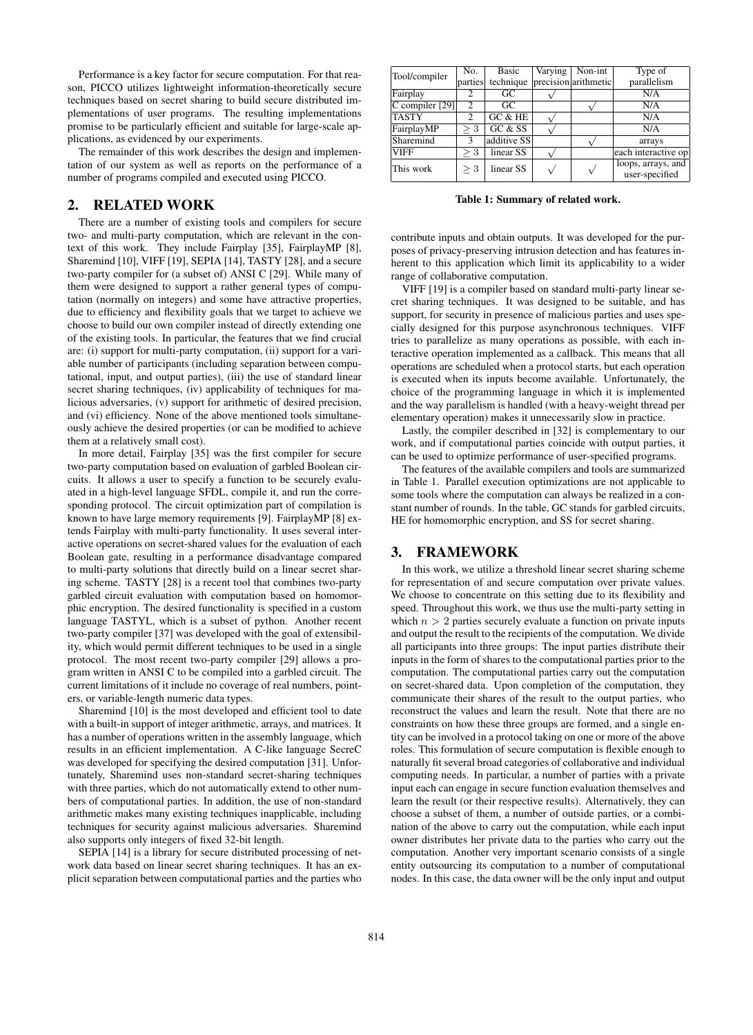Performance is a key factor for secure computation. For that reason, PICCO utilizes lightweight information-theoretically secure techniques based on secret sharing to build secure distributed implementations of user programs. The resulting implementations promise to be particularly efficient and suitable for large-scale applications, as evidenced by our experiments.

The remainder of this work describes the design and implementation of our system as well as reports on the performance of a number of programs compiled and executed using PICCO.

## 2. RELATED WORK

There are a number of existing tools and compilers for secure two- and multi-party computation, which are relevant in the context of this work. They include Fairplay [35], FairplayMP [8], Sharemind [10], VIFF [19], SEPIA [14], TASTY [28], and a secure two-party compiler for (a subset of) ANSI C [29]. While many of them were designed to support a rather general types of computation (normally on integers) and some have attractive properties, due to efficiency and flexibility goals that we target to achieve we choose to build our own compiler instead of directly extending one of the existing tools. In particular, the features that we find crucial are: (i) support for multi-party computation, (ii) support for a variable number of participants (including separation between computational, input, and output parties), (iii) the use of standard linear secret sharing techniques, (iv) applicability of techniques for malicious adversaries, (v) support for arithmetic of desired precision, and (vi) efficiency. None of the above mentioned tools simultaneously achieve the desired properties (or can be modified to achieve them at a relatively small cost).

In more detail, Fairplay [35] was the first compiler for secure two-party computation based on evaluation of garbled Boolean circuits. It allows a user to specify a function to be securely evaluated in a high-level language SFDL, compile it, and run the corresponding protocol. The circuit optimization part of compilation is known to have large memory requirements [9]. FairplayMP [8] extends Fairplay with multi-party functionality. It uses several interactive operations on secret-shared values for the evaluation of each Boolean gate, resulting in a performance disadvantage compared to multi-party solutions that directly build on a linear secret sharing scheme. TASTY [28] is a recent tool that combines two-party garbled circuit evaluation with computation based on homomorphic encryption. The desired functionality is specified in a custom language TASTYL, which is a subset of python. Another recent two-party compiler [37] was developed with the goal of extensibility, which would permit different techniques to be used in a single protocol. The most recent two-party compiler [29] allows a program written in ANSI C to be compiled into a garbled circuit. The current limitations of it include no coverage of real numbers, pointers, or variable-length numeric data types.

Sharemind [10] is the most developed and efficient tool to date with a built-in support of integer arithmetic, arrays, and matrices. It has a number of operations written in the assembly language, which results in an efficient implementation. A C-like language SecreC was developed for specifying the desired computation [31]. Unfortunately, Sharemind uses non-standard secret-sharing techniques with three parties, which do not automatically extend to other numbers of computational parties. In addition, the use of non-standard arithmetic makes many existing techniques inapplicable, including techniques for security against malicious adversaries. Sharemind also supports only integers of fixed 32-bit length.

SEPIA [14] is a library for secure distributed processing of network data based on linear secret sharing techniques. It has an explicit separation between computational parties and the parties who contribute inputs and obtain outputs. It was developed for the purposes of privacy-preserving intrusion detection and has features inherent to this application which limit its applicability to a wider range of collaborative computation.

VIFF [19] is a compiler based on standard multi-party linear secret sharing techniques. It was designed to be suitable, and has support, for security in presence of malicious parties and uses specially designed for this purpose asynchronous techniques. VIFF tries to parallelize as many operations as possible, with each interactive operation implemented as a callback. This means that all operations are scheduled when a protocol starts, but each operation is executed when its inputs become available. Unfortunately, the choice of the programming language in which it is implemented and the way parallelism is handled (with a heavy-weight thread per elementary operation) makes it unnecessarily slow in practice.

Lastly, the compiler described in [32] is complementary to our work, and if computational parties coincide with output parties, it can be used to optimize performance of user-specified programs.

The features of the available compilers and tools are summarized in Table 1. Parallel execution optimizations are not applicable to some tools where the computation can always be realized in a constant number of rounds. In the table, GC stands for garbled circuits, HE for homomorphic encryption, and SS for secret sharing.

| Tool/compiler | No. parties | Basic technique | Varying precision | Non-int arithmetic | Type of parallelism |
|---|---|---|---|---|---|
| Fairplay | 2 | GC | √ | | N/A |
| C compiler [29] | 2 | GC | | √ | N/A |
| TASTY | 2 | GC & HE | √ | | N/A |
| FairplayMP | $\geq 3$ | GC & SS | √ | | N/A |
| Sharemind | 3 | additive SS | | √ | arrays |
| VIFF | $\geq 3$ | linear SS | √ | | each interactive op |
| This work | $\geq 3$ | linear SS | √ | √ | loops, arrays, and user-specified |

**Table 1: Summary of related work.**

## 3. FRAMEWORK

In this work, we utilize a threshold linear secret sharing scheme for representation of and secure computation over private values. We choose to concentrate on this setting due to its flexibility and speed. Throughout this work, we thus use the multi-party setting in which $n > 2$ parties securely evaluate a function on private inputs and output the result to the recipients of the computation. We divide all participants into three groups: The input parties distribute their inputs in the form of shares to the computational parties prior to the computation. The computational parties carry out the computation on secret-shared data. Upon completion of the computation, they communicate their shares of the result to the output parties, who reconstruct the values and learn the result. Note that there are no constraints on how these three groups are formed, and a single entity can be involved in a protocol taking on one or more of the above roles. This formulation of secure computation is flexible enough to naturally fit several broad categories of collaborative and individual computing needs. In particular, a number of parties with a private input each can engage in secure function evaluation themselves and learn the result (or their respective results). Alternatively, they can choose a subset of them, a number of outside parties, or a combination of the above to carry out the computation, while each input owner distributes her private data to the parties who carry out the computation. Another very important scenario consists of a single entity outsourcing its computation to a number of computational nodes. In this case, the data owner will be the only input and output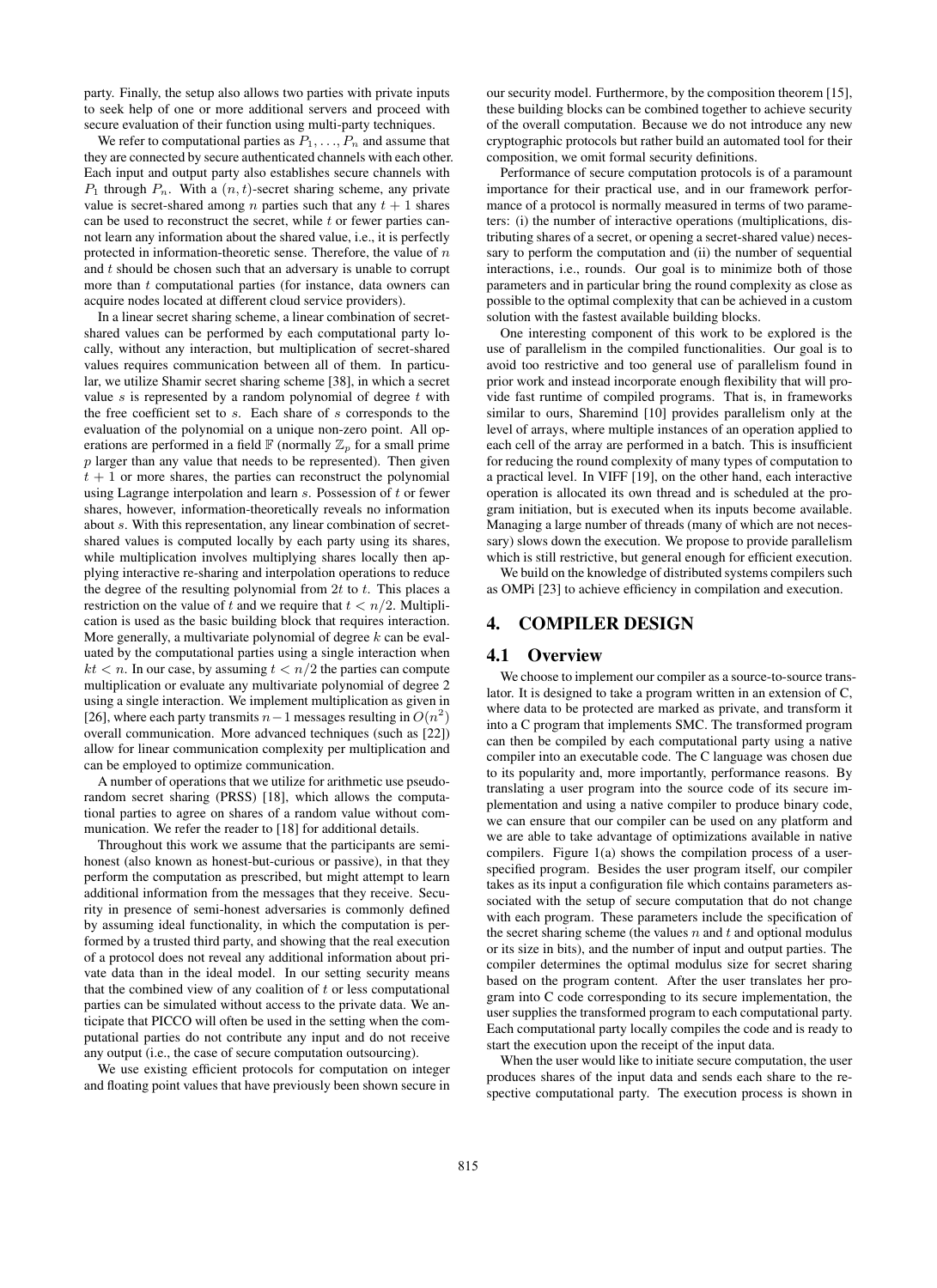party. Finally, the setup also allows two parties with private inputs to seek help of one or more additional servers and proceed with secure evaluation of their function using multi-party techniques.

We refer to computational parties as $P_1, \ldots, P_n$ and assume that they are connected by secure authenticated channels with each other. Each input and output party also establishes secure channels with $P_1$ through $P_n$. With a $(n, t)$-secret sharing scheme, any private value is secret-shared among $n$ parties such that any $t + 1$ shares can be used to reconstruct the secret, while $t$ or fewer parties cannot learn any information about the shared value, i.e., it is perfectly protected in information-theoretic sense. Therefore, the value of $n$ and $t$ should be chosen such that an adversary is unable to corrupt more than $t$ computational parties (for instance, data owners can acquire nodes located at different cloud service providers).

In a linear secret sharing scheme, a linear combination of secret-shared values can be performed by each computational party locally, without any interaction, but multiplication of secret-shared values requires communication between all of them. In particular, we utilize Shamir secret sharing scheme [38], in which a secret value $s$ is represented by a random polynomial of degree $t$ with the free coefficient set to $s$. Each share of $s$ corresponds to the evaluation of the polynomial on a unique non-zero point. All operations are performed in a field $\mathbb{F}$ (normally $\mathbb{Z}_p$ for a small prime $p$ larger than any value that needs to be represented). Then given $t + 1$ or more shares, the parties can reconstruct the polynomial using Lagrange interpolation and learn $s$. Possession of $t$ or fewer shares, however, information-theoretically reveals no information about $s$. With this representation, any linear combination of secret-shared values is computed locally by each party using its shares, while multiplication involves multiplying shares locally then applying interactive re-sharing and interpolation operations to reduce the degree of the resulting polynomial from $2t$ to $t$. This places a restriction on the value of $t$ and we require that $t < n/2$. Multiplication is used as the basic building block that requires interaction. More generally, a multivariate polynomial of degree $k$ can be evaluated by the computational parties using a single interaction when $kt < n$. In our case, by assuming $t < n/2$ the parties can compute multiplication or evaluate any multivariate polynomial of degree 2 using a single interaction. We implement multiplication as given in [26], where each party transmits $n-1$ messages resulting in $O(n^2)$ overall communication. More advanced techniques (such as [22]) allow for linear communication complexity per multiplication and can be employed to optimize communication.

A number of operations that we utilize for arithmetic use pseudo-random secret sharing (PRSS) [18], which allows the computational parties to agree on shares of a random value without communication. We refer the reader to [18] for additional details.

Throughout this work we assume that the participants are semi-honest (also known as honest-but-curious or passive), in that they perform the computation as prescribed, but might attempt to learn additional information from the messages that they receive. Security in presence of semi-honest adversaries is commonly defined by assuming ideal functionality, in which the computation is performed by a trusted third party, and showing that the real execution of a protocol does not reveal any additional information about private data than in the ideal model. In our setting security means that the combined view of any coalition of $t$ or less computational parties can be simulated without access to the private data. We anticipate that PICCO will often be used in the setting when the computational parties do not contribute any input and do not receive any output (i.e., the case of secure computation outsourcing).

We use existing efficient protocols for computation on integer and floating point values that have previously been shown secure in our security model. Furthermore, by the composition theorem [15], these building blocks can be combined together to achieve security of the overall computation. Because we do not introduce any new cryptographic protocols but rather build an automated tool for their composition, we omit formal security definitions.

Performance of secure computation protocols is of a paramount importance for their practical use, and in our framework performance of a protocol is normally measured in terms of two parameters: (i) the number of interactive operations (multiplications, distributing shares of a secret, or opening a secret-shared value) necessary to perform the computation and (ii) the number of sequential interactions, i.e., rounds. Our goal is to minimize both of those parameters and in particular bring the round complexity as close as possible to the optimal complexity that can be achieved in a custom solution with the fastest available building blocks.

One interesting component of this work to be explored is the use of parallelism in the compiled functionalities. Our goal is to avoid too restrictive and too general use of parallelism found in prior work and instead incorporate enough flexibility that will provide fast runtime of compiled programs. That is, in frameworks similar to ours, Sharemind [10] provides parallelism only at the level of arrays, where multiple instances of an operation applied to each cell of the array are performed in a batch. This is insufficient for reducing the round complexity of many types of computation to a practical level. In VIFF [19], on the other hand, each interactive operation is allocated its own thread and is scheduled at the program initiation, but is executed when its inputs become available. Managing a large number of threads (many of which are not necessary) slows down the execution. We propose to provide parallelism which is still restrictive, but general enough for efficient execution.

We build on the knowledge of distributed systems compilers such as OMPi [23] to achieve efficiency in compilation and execution.

# 4. COMPILER DESIGN

## 4.1 Overview

We choose to implement our compiler as a source-to-source translator. It is designed to take a program written in an extension of C, where data to be protected are marked as private, and transform it into a C program that implements SMC. The transformed program can then be compiled by each computational party using a native compiler into an executable code. The C language was chosen due to its popularity and, more importantly, performance reasons. By translating a user program into the source code of its secure implementation and using a native compiler to produce binary code, we can ensure that our compiler can be used on any platform and we are able to take advantage of optimizations available in native compilers. Figure 1(a) shows the compilation process of a user-specified program. Besides the user program itself, our compiler takes as its input a configuration file which contains parameters associated with the setup of secure computation that do not change with each program. These parameters include the specification of the secret sharing scheme (the values $n$ and $t$ and optional modulus or its size in bits), and the number of input and output parties. The compiler determines the optimal modulus size for secret sharing based on the program content. After the user translates her program into C code corresponding to its secure implementation, the user supplies the transformed program to each computational party. Each computational party locally compiles the code and is ready to start the execution upon the receipt of the input data.

When the user would like to initiate secure computation, the user produces shares of the input data and sends each share to the respective computational party. The execution process is shown in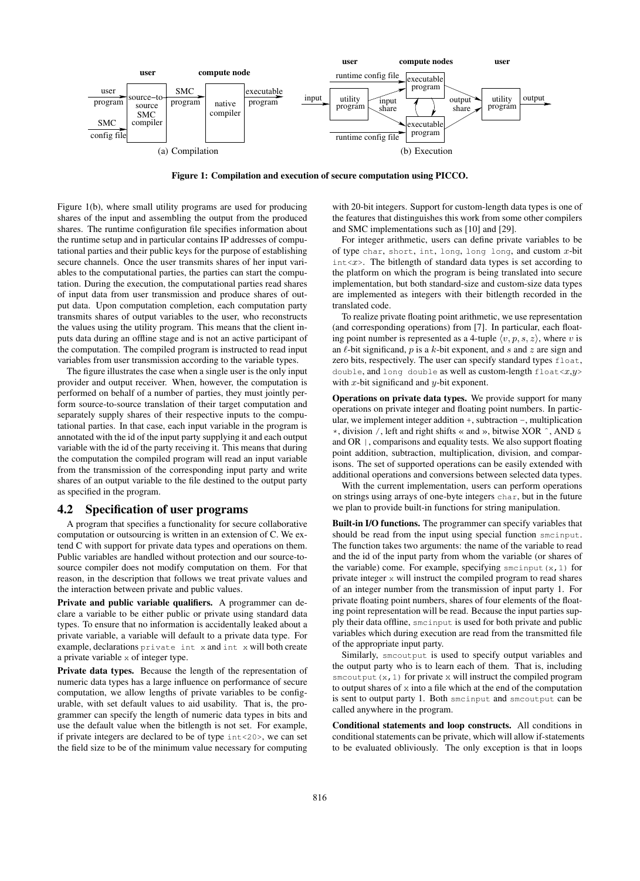user

compute node

user program

source–to–source SMC compiler

SMC program

native compiler

executable program

SMC config file

(a) Compilation

user

compute nodes

user

runtime config file

executable program

input

utility program

input share

output share

utility program

output

executable program

runtime config file

(b) Execution

**Figure 1: Compilation and execution of secure computation using PICCO.**

Figure 1(b), where small utility programs are used for producing shares of the input and assembling the output from the produced shares. The runtime configuration file specifies information about the runtime setup and in particular contains IP addresses of computational parties and their public keys for the purpose of establishing secure channels. Once the user transmits shares of her input variables to the computational parties, the parties can start the computation. During the execution, the computational parties read shares of input data from user transmission and produce shares of output data. Upon computation completion, each computation party transmits shares of output variables to the user, who reconstructs the values using the utility program. This means that the client inputs data during an offline stage and is not an active participant of the computation. The compiled program is instructed to read input variables from user transmission according to the variable types.

The figure illustrates the case when a single user is the only input provider and output receiver. When, however, the computation is performed on behalf of a number of parties, they must jointly perform source-to-source translation of their target computation and separately supply shares of their respective inputs to the computational parties. In that case, each input variable in the program is annotated with the id of the input party supplying it and each output variable with the id of the party receiving it. This means that during the computation the compiled program will read an input variable from the transmission of the corresponding input party and write shares of an output variable to the file destined to the output party as specified in the program.

## 4.2 Specification of user programs

A program that specifies a functionality for secure collaborative computation or outsourcing is written in an extension of C. We extend C with support for private data types and operations on them. Public variables are handled without protection and our source-to-source compiler does not modify computation on them. For that reason, in the description that follows we treat private values and the interaction between private and public values.

**Private and public variable qualifiers.** A programmer can declare a variable to be either public or private using standard data types. To ensure that no information is accidentally leaked about a private variable, a variable will default to a private data type. For example, declarations `private int x` and `int x` will both create a private variable `x` of integer type.

**Private data types.** Because the length of the representation of numeric data types has a large influence on performance of secure computation, we allow lengths of private variables to be configurable, with set default values to aid usability. That is, the programmer can specify the length of numeric data types in bits and use the default value when the bitlength is not set. For example, if private integers are declared to be of type `int<20>`, we can set the field size to be of the minimum value necessary for computing with 20-bit integers. Support for custom-length data types is one of the features that distinguishes this work from some other compilers and SMC implementations such as [10] and [29].

For integer arithmetic, users can define private variables to be of type `char`, `short`, `int`, `long`, `long long`, and custom $x$-bit `int<`$x$`>`. The bitlength of standard data types is set according to the platform on which the program is being translated into secure implementation, but both standard-size and custom-size data types are implemented as integers with their bitlength recorded in the translated code.

To realize private floating point arithmetic, we use representation (and corresponding operations) from [7]. In particular, each floating point number is represented as a 4-tuple $\langle v, p, s, z \rangle$, where $v$ is an $\ell$-bit significand, $p$ is a $k$-bit exponent, and $s$ and $z$ are sign and zero bits, respectively. The user can specify standard types `float`, `double`, and `long double` as well as custom-length `float<`$x$,$y$`>` with $x$-bit significand and $y$-bit exponent.

**Operations on private data types.** We provide support for many operations on private integer and floating point numbers. In particular, we implement integer addition `+`, subtraction `-`, multiplication `*`, division `/`, left and right shifts `«` and `»`, bitwise XOR `^`, AND `&` and OR `|`, comparisons and equality tests. We also support floating point addition, subtraction, multiplication, division, and comparisons. The set of supported operations can be easily extended with additional operations and conversions between selected data types.

With the current implementation, users can perform operations on strings using arrays of one-byte integers `char`, but in the future we plan to provide built-in functions for string manipulation.

**Built-in I/O functions.** The programmer can specify variables that should be read from the input using special function `smcinput`. The function takes two arguments: the name of the variable to read and the id of the input party from whom the variable (or shares of the variable) come. For example, specifying `smcinput(x,1)` for private integer `x` will instruct the compiled program to read shares of an integer number from the transmission of input party 1. For private floating point numbers, shares of four elements of the floating point representation will be read. Because the input parties supply their data offline, `smcinput` is used for both private and public variables which during execution are read from the transmitted file of the appropriate input party.

Similarly, `smcoutput` is used to specify output variables and the output party who is to learn each of them. That is, including `smcoutput(x,1)` for private `x` will instruct the compiled program to output shares of `x` into a file which at the end of the computation is sent to output party 1. Both `smcinput` and `smcoutput` can be called anywhere in the program.

**Conditional statements and loop constructs.** All conditions in conditional statements can be private, which will allow if-statements to be evaluated obliviously. The only exception is that in loops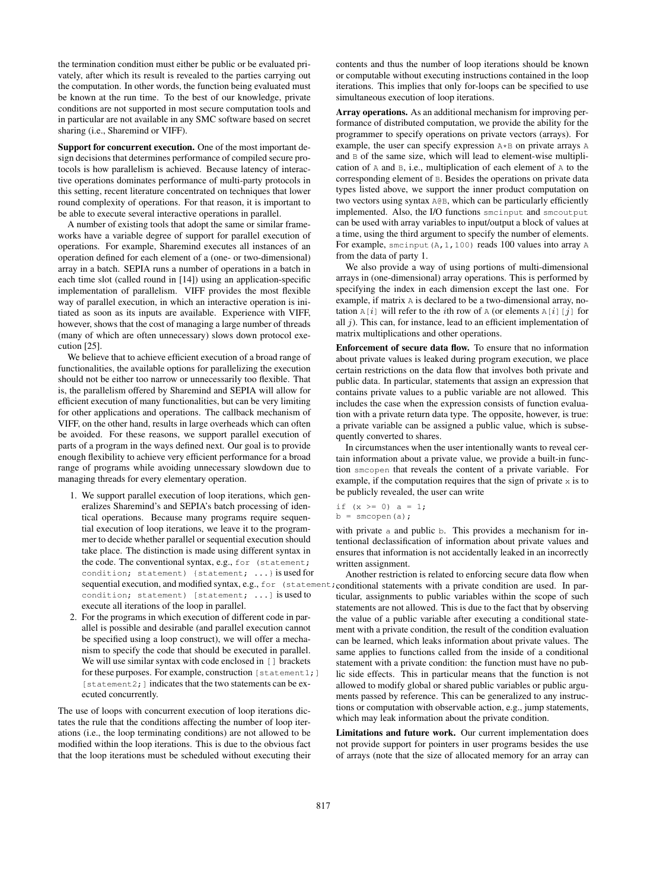the termination condition must either be public or be evaluated privately, after which its result is revealed to the parties carrying out the computation. In other words, the function being evaluated must be known at the run time. To the best of our knowledge, private conditions are not supported in most secure computation tools and in particular are not available in any SMC software based on secret sharing (i.e., Sharemind or VIFF).

**Support for concurrent execution.** One of the most important design decisions that determines performance of compiled secure protocols is how parallelism is achieved. Because latency of interactive operations dominates performance of multi-party protocols in this setting, recent literature concentrated on techniques that lower round complexity of operations. For that reason, it is important to be able to execute several interactive operations in parallel.

A number of existing tools that adopt the same or similar frameworks have a variable degree of support for parallel execution of operations. For example, Sharemind executes all instances of an operation defined for each element of a (one- or two-dimensional) array in a batch. SEPIA runs a number of operations in a batch in each time slot (called round in [14]) using an application-specific implementation of parallelism. VIFF provides the most flexible way of parallel execution, in which an interactive operation is initiated as soon as its inputs are available. Experience with VIFF, however, shows that the cost of managing a large number of threads (many of which are often unnecessary) slows down protocol execution [25].

We believe that to achieve efficient execution of a broad range of functionalities, the available options for parallelizing the execution should not be either too narrow or unnecessarily too flexible. That is, the parallelism offered by Sharemind and SEPIA will allow for efficient execution of many functionalities, but can be very limiting for other applications and operations. The callback mechanism of VIFF, on the other hand, results in large overheads which can often be avoided. For these reasons, we support parallel execution of parts of a program in the ways defined next. Our goal is to provide enough flexibility to achieve very efficient performance for a broad range of programs while avoiding unnecessary slowdown due to managing threads for every elementary operation.

1. We support parallel execution of loop iterations, which generalizes Sharemind's and SEPIA's batch processing of identical operations. Because many programs require sequential execution of loop iterations, we leave it to the programmer to decide whether parallel or sequential execution should take place. The distinction is made using different syntax in the code. The conventional syntax, e.g., `for (statement; condition; statement) {statement; ...}` is used for sequential execution, and modified syntax, e.g., `for (statement; condition; statement) [statement; ...]` is used to execute all iterations of the loop in parallel.
2. For the programs in which execution of different code in parallel is possible and desirable (and parallel execution cannot be specified using a loop construct), we will offer a mechanism to specify the code that should be executed in parallel. We will use similar syntax with code enclosed in `[]` brackets for these purposes. For example, construction `[statement1;] [statement2;]` indicates that the two statements can be executed concurrently.

The use of loops with concurrent execution of loop iterations dictates the rule that the conditions affecting the number of loop iterations (i.e., the loop terminating conditions) are not allowed to be modified within the loop iterations. This is due to the obvious fact that the loop iterations must be scheduled without executing their contents and thus the number of loop iterations should be known or computable without executing instructions contained in the loop iterations. This implies that only for-loops can be specified to use simultaneous execution of loop iterations.

**Array operations.** As an additional mechanism for improving performance of distributed computation, we provide the ability for the programmer to specify operations on private vectors (arrays). For example, the user can specify expression `A*B` on private arrays `A` and `B` of the same size, which will lead to element-wise multiplication of `A` and `B`, i.e., multiplication of each element of `A` to the corresponding element of `B`. Besides the operations on private data types listed above, we support the inner product computation on two vectors using syntax `A@B`, which can be particularly efficiently implemented. Also, the I/O functions `smcinput` and `smcoutput` can be used with array variables to input/output a block of values at a time, using the third argument to specify the number of elements. For example, `smcinput(A,1,100)` reads 100 values into array `A` from the data of party 1.

We also provide a way of using portions of multi-dimensional arrays in (one-dimensional) array operations. This is performed by specifying the index in each dimension except the last one. For example, if matrix `A` is declared to be a two-dimensional array, notation `A[`$i$`]` will refer to the $i$th row of `A` (or elements `A[`$i$`][`$j$`]` for all $j$). This can, for instance, lead to an efficient implementation of matrix multiplications and other operations.

**Enforcement of secure data flow.** To ensure that no information about private values is leaked during program execution, we place certain restrictions on the data flow that involves both private and public data. In particular, statements that assign an expression that contains private values to a public variable are not allowed. This includes the case when the expression consists of function evaluation with a private return data type. The opposite, however, is true: a private variable can be assigned a public value, which is subsequently converted to shares.

In circumstances when the user intentionally wants to reveal certain information about a private value, we provide a built-in function `smcopen` that reveals the content of a private variable. For example, if the computation requires that the sign of private `x` is to be publicly revealed, the user can write

```
if (x >= 0) a = 1;
b = smcopen(a);
```

with private `a` and public `b`. This provides a mechanism for intentional declassification of information about private values and ensures that information is not accidentally leaked in an incorrectly written assignment.

Another restriction is related to enforcing secure data flow when conditional statements with a private condition are used. In particular, assignments to public variables within the scope of such statements are not allowed. This is due to the fact that by observing the value of a public variable after executing a conditional statement with a private condition, the result of the condition evaluation can be learned, which leaks information about private values. The same applies to functions called from the inside of a conditional statement with a private condition: the function must have no public side effects. This in particular means that the function is not allowed to modify global or shared public variables or public arguments passed by reference. This can be generalized to any instructions or computation with observable action, e.g., jump statements, which may leak information about the private condition.

**Limitations and future work.** Our current implementation does not provide support for pointers in user programs besides the use of arrays (note that the size of allocated memory for an array can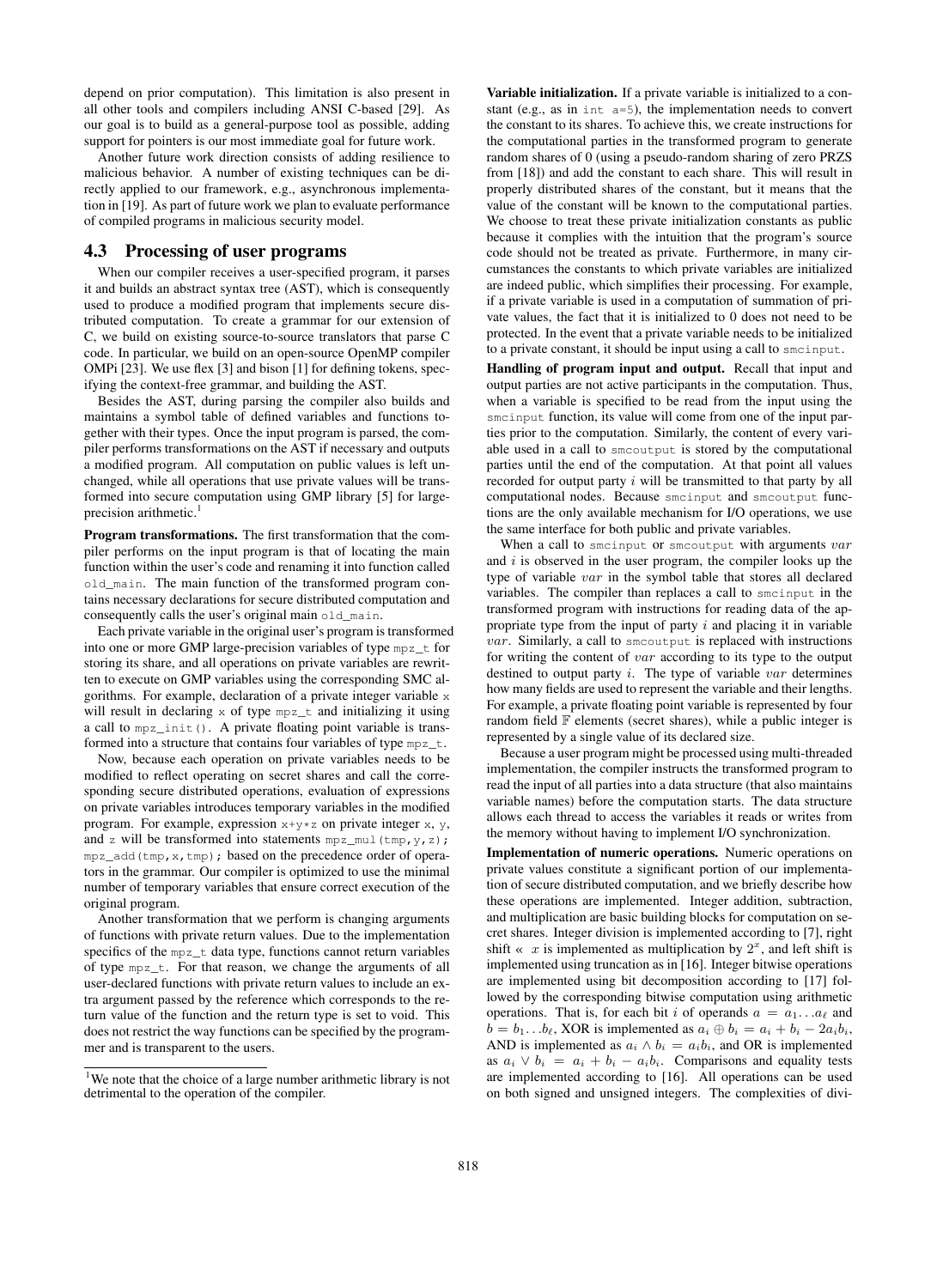depend on prior computation). This limitation is also present in all other tools and compilers including ANSI C-based [29]. As our goal is to build as a general-purpose tool as possible, adding support for pointers is our most immediate goal for future work.

Another future work direction consists of adding resilience to malicious behavior. A number of existing techniques can be directly applied to our framework, e.g., asynchronous implementation in [19]. As part of future work we plan to evaluate performance of compiled programs in malicious security model.

## 4.3 Processing of user programs

When our compiler receives a user-specified program, it parses it and builds an abstract syntax tree (AST), which is consequently used to produce a modified program that implements secure distributed computation. To create a grammar for our extension of C, we build on existing source-to-source translators that parse C code. In particular, we build on an open-source OpenMP compiler OMPi [23]. We use flex [3] and bison [1] for defining tokens, specifying the context-free grammar, and building the AST.

Besides the AST, during parsing the compiler also builds and maintains a symbol table of defined variables and functions together with their types. Once the input program is parsed, the compiler performs transformations on the AST if necessary and outputs a modified program. All computation on public values is left unchanged, while all operations that use private values will be transformed into secure computation using GMP library [5] for large-precision arithmetic.[1]

**Program transformations.** The first transformation that the compiler performs on the input program is that of locating the main function within the user's code and renaming it into function called `old_main`. The main function of the transformed program contains necessary declarations for secure distributed computation and consequently calls the user's original main `old_main`.

Each private variable in the original user's program is transformed into one or more GMP large-precision variables of type `mpz_t` for storing its share, and all operations on private variables are rewritten to execute on GMP variables using the corresponding SMC algorithms. For example, declaration of a private integer variable `x` will result in declaring `x` of type `mpz_t` and initializing it using a call to `mpz_init()`. A private floating point variable is transformed into a structure that contains four variables of type `mpz_t`.

Now, because each operation on private variables needs to be modified to reflect operating on secret shares and call the corresponding secure distributed operations, evaluation of expressions on private variables introduces temporary variables in the modified program. For example, expression `x+y*z` on private integer `x`, `y`, and `z` will be transformed into statements `mpz_mul(tmp,y,z); mpz_add(tmp,x,tmp);` based on the precedence order of operators in the grammar. Our compiler is optimized to use the minimal number of temporary variables that ensure correct execution of the original program.

Another transformation that we perform is changing arguments of functions with private return values. Due to the implementation specifics of the `mpz_t` data type, functions cannot return variables of type `mpz_t`. For that reason, we change the arguments of all user-declared functions with private return values to include an extra argument passed by the reference which corresponds to the return value of the function and the return type is set to void. This does not restrict the way functions can be specified by the programmer and is transparent to the users.

[1] We note that the choice of a large number arithmetic library is not detrimental to the operation of the compiler.

**Variable initialization.** If a private variable is initialized to a constant (e.g., as in `int a=5`), the implementation needs to convert the constant to its shares. To achieve this, we create instructions for the computational parties in the transformed program to generate random shares of 0 (using a pseudo-random sharing of zero PRZS from [18]) and add the constant to each share. This will result in properly distributed shares of the constant, but it means that the value of the constant will be known to the computational parties. We choose to treat these private initialization constants as public because it complies with the intuition that the program's source code should not be treated as private. Furthermore, in many circumstances the constants to which private variables are initialized are indeed public, which simplifies their processing. For example, if a private variable is used in a computation of summation of private values, the fact that it is initialized to 0 does not need to be protected. In the event that a private variable needs to be initialized to a private constant, it should be input using a call to `smcinput`.

**Handling of program input and output.** Recall that input and output parties are not active participants in the computation. Thus, when a variable is specified to be read from the input using the `smcinput` function, its value will come from one of the input parties prior to the computation. Similarly, the content of every variable used in a call to `smcoutput` is stored by the computational parties until the end of the computation. At that point all values recorded for output party $i$ will be transmitted to that party by all computational nodes. Because `smcinput` and `smcoutput` functions are the only available mechanism for I/O operations, we use the same interface for both public and private variables.

When a call to `smcinput` or `smcoutput` with arguments $var$ and $i$ is observed in the user program, the compiler looks up the type of variable $var$ in the symbol table that stores all declared variables. The compiler than replaces a call to `smcinput` in the transformed program with instructions for reading data of the appropriate type from the input of party $i$ and placing it in variable $var$. Similarly, a call to `smcoutput` is replaced with instructions for writing the content of $var$ according to its type to the output destined to output party $i$. The type of variable $var$ determines how many fields are used to represent the variable and their lengths. For example, a private floating point variable is represented by four random field $\mathbb{F}$ elements (secret shares), while a public integer is represented by a single value of its declared size.

Because a user program might be processed using multi-threaded implementation, the compiler instructs the transformed program to read the input of all parties into a data structure (that also maintains variable names) before the computation starts. The data structure allows each thread to access the variables it reads or writes from the memory without having to implement I/O synchronization.

**Implementation of numeric operations.** Numeric operations on private values constitute a significant portion of our implementation of secure distributed computation, and we briefly describe how these operations are implemented. Integer addition, subtraction, and multiplication are basic building blocks for computation on secret shares. Integer division is implemented according to [7], right shift « $x$ is implemented as multiplication by $2^x$, and left shift is implemented using truncation as in [16]. Integer bitwise operations are implemented using bit decomposition according to [17] followed by the corresponding bitwise computation using arithmetic operations. That is, for each bit $i$ of operands $a = a_1 \ldots a_\ell$ and $b = b_1 \ldots b_\ell$, XOR is implemented as $a_i \oplus b_i = a_i + b_i - 2a_ib_i$, AND is implemented as $a_i \wedge b_i = a_ib_i$, and OR is implemented as $a_i \vee b_i = a_i + b_i - a_ib_i$. Comparisons and equality tests are implemented according to [16]. All operations can be used on both signed and unsigned integers. The complexities of divi-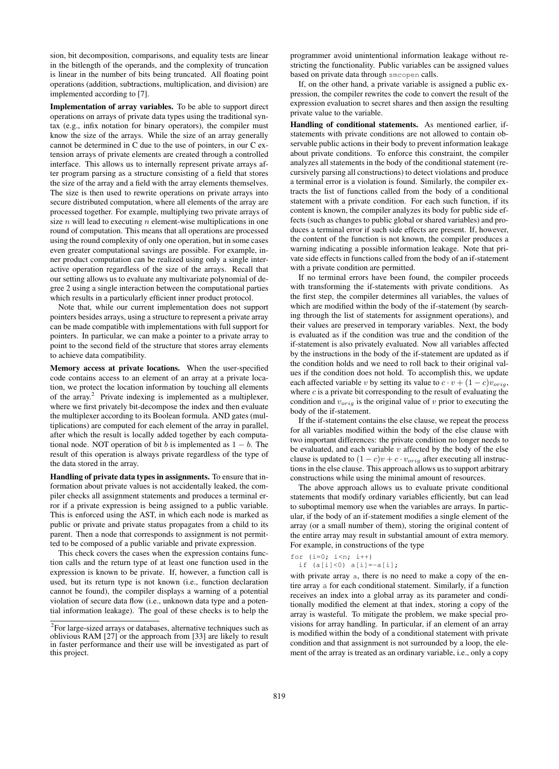sion, bit decomposition, comparisons, and equality tests are linear in the bitlength of the operands, and the complexity of truncation is linear in the number of bits being truncated. All floating point operations (addition, subtractions, multiplication, and division) are implemented according to [7].

**Implementation of array variables.** To be able to support direct operations on arrays of private data types using the traditional syntax (e.g., infix notation for binary operators), the compiler must know the size of the arrays. While the size of an array generally cannot be determined in C due to the use of pointers, in our C extension arrays of private elements are created through a controlled interface. This allows us to internally represent private arrays after program parsing as a structure consisting of a field that stores the size of the array and a field with the array elements themselves. The size is then used to rewrite operations on private arrays into secure distributed computation, where all elements of the array are processed together. For example, multiplying two private arrays of size $n$ will lead to executing $n$ element-wise multiplications in one round of computation. This means that all operations are processed using the round complexity of only one operation, but in some cases even greater computational savings are possible. For example, inner product computation can be realized using only a single interactive operation regardless of the size of the arrays. Recall that our setting allows us to evaluate any multivariate polynomial of degree 2 using a single interaction between the computational parties which results in a particularly efficient inner product protocol.

Note that, while our current implementation does not support pointers besides arrays, using a structure to represent a private array can be made compatible with implementations with full support for pointers. In particular, we can make a pointer to a private array to point to the second field of the structure that stores array elements to achieve data compatibility.

**Memory access at private locations.** When the user-specified code contains access to an element of an array at a private location, we protect the location information by touching all elements of the array.[2] Private indexing is implemented as a multiplexer, where we first privately bit-decompose the index and then evaluate the multiplexer according to its Boolean formula. AND gates (multiplications) are computed for each element of the array in parallel, after which the result is locally added together by each computational node. NOT operation of bit $b$ is implemented as $1 - b$. The result of this operation is always private regardless of the type of the data stored in the array.

**Handling of private data types in assignments.** To ensure that information about private values is not accidentally leaked, the compiler checks all assignment statements and produces a terminal error if a private expression is being assigned to a public variable. This is enforced using the AST, in which each node is marked as public or private and private status propagates from a child to its parent. Then a node that corresponds to assignment is not permitted to be composed of a public variable and private expression.

This check covers the cases when the expression contains function calls and the return type of at least one function used in the expression is known to be private. If, however, a function call is used, but its return type is not known (i.e., function declaration cannot be found), the compiler displays a warning of a potential violation of secure data flow (i.e., unknown data type and a potential information leakage). The goal of these checks is to help the programmer avoid unintentional information leakage without restricting the functionality. Public variables can be assigned values based on private data through `smcopen` calls.

If, on the other hand, a private variable is assigned a public expression, the compiler rewrites the code to convert the result of the expression evaluation to secret shares and then assign the resulting private value to the variable.

**Handling of conditional statements.** As mentioned earlier, if-statements with private conditions are not allowed to contain observable public actions in their body to prevent information leakage about private conditions. To enforce this constraint, the compiler analyzes all statements in the body of the conditional statement (recursively parsing all constructions) to detect violations and produce a terminal error is a violation is found. Similarly, the compiler extracts the list of functions called from the body of a conditional statement with a private condition. For each such function, if its content is known, the compiler analyzes its body for public side effects (such as changes to public global or shared variables) and produces a terminal error if such side effects are present. If, however, the content of the function is not known, the compiler produces a warning indicating a possible information leakage. Note that private side effects in functions called from the body of an if-statement with a private condition are permitted.

If no terminal errors have been found, the compiler proceeds with transforming the if-statements with private conditions. As the first step, the compiler determines all variables, the values of which are modified within the body of the if-statement (by searching through the list of statements for assignment operations), and their values are preserved in temporary variables. Next, the body is evaluated as if the condition was true and the condition of the if-statement is also privately evaluated. Now all variables affected by the instructions in the body of the if-statement are updated as if the condition holds and we need to roll back to their original values if the condition does not hold. To accomplish this, we update each affected variable $v$ by setting its value to $c \cdot v + (1 - c)v_{orig}$, where $c$ is a private bit corresponding to the result of evaluating the condition and $v_{orig}$ is the original value of $v$ prior to executing the body of the if-statement.

If the if-statement contains the else clause, we repeat the process for all variables modified within the body of the else clause with two important differences: the private condition no longer needs to be evaluated, and each variable $v$ affected by the body of the else clause is updated to $(1 - c)v + c \cdot v_{orig}$ after executing all instructions in the else clause. This approach allows us to support arbitrary constructions while using the minimal amount of resources.

The above approach allows us to evaluate private conditional statements that modify ordinary variables efficiently, but can lead to suboptimal memory use when the variables are arrays. In particular, if the body of an if-statement modifies a single element of the array (or a small number of them), storing the original content of the entire array may result in substantial amount of extra memory. For example, in constructions of the type

```
for (i=0; i<n; i++)
  if (a[i]<0) a[i]=-a[i];
```

with private array `a`, there is no need to make a copy of the entire array `a` for each conditional statement. Similarly, if a function receives an index into a global array as its parameter and conditionally modified the element at that index, storing a copy of the array is wasteful. To mitigate the problem, we make special provisions for array handling. In particular, if an element of an array is modified within the body of a conditional statement with private condition and that assignment is not surrounded by a loop, the element of the array is treated as an ordinary variable, i.e., only a copy

[2] For large-sized arrays or databases, alternative techniques such as oblivious RAM [27] or the approach from [33] are likely to result in faster performance and their use will be investigated as part of this project.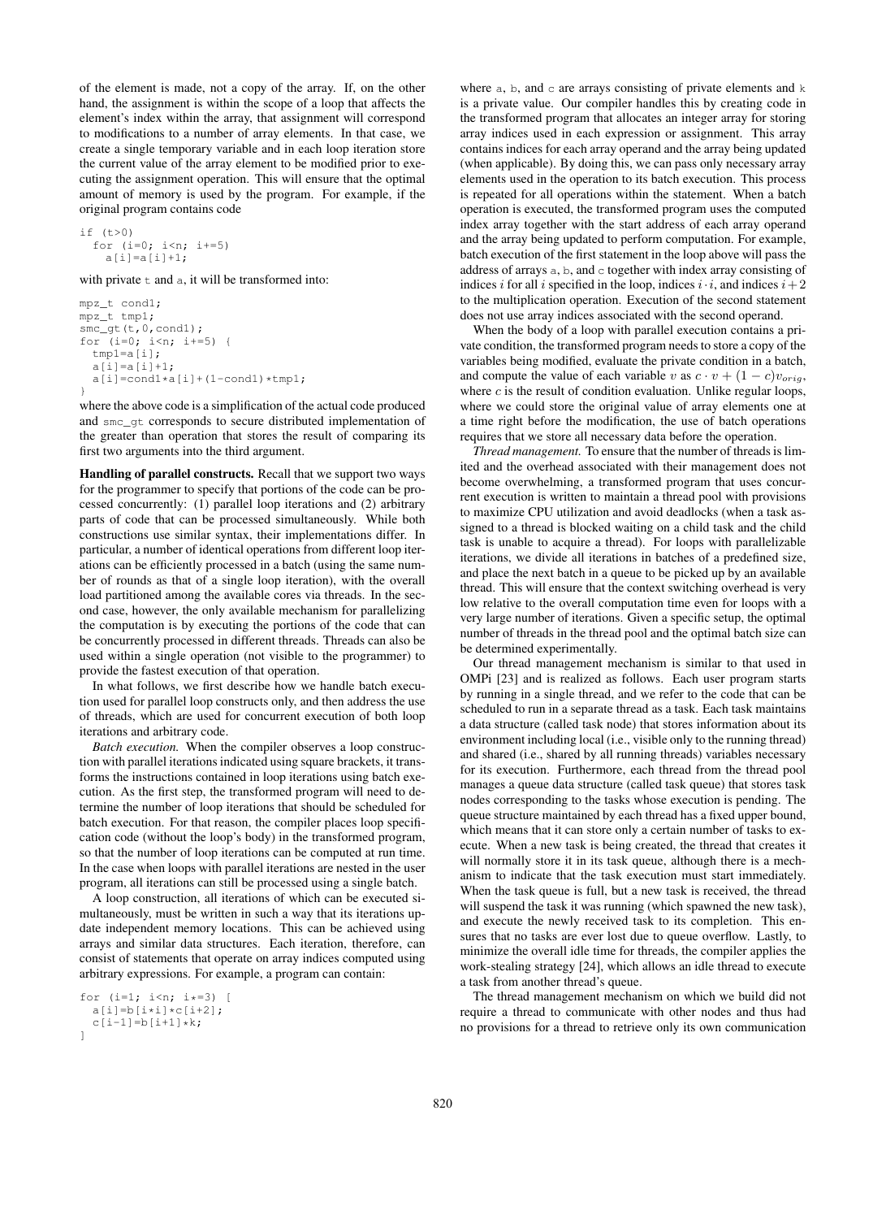of the element is made, not a copy of the array. If, on the other hand, the assignment is within the scope of a loop that affects the element's index within the array, that assignment will correspond to modifications to a number of array elements. In that case, we create a single temporary variable and in each loop iteration store the current value of the array element to be modified prior to executing the assignment operation. This will ensure that the optimal amount of memory is used by the program. For example, if the original program contains code

```
if (t>0)
  for (i=0; i<n; i+=5)
    a[i]=a[i]+1;
```

with private t and a, it will be transformed into:

```
mpz_t cond1;
mpz_t tmp1;
smc_gt(t,0,cond1);
for (i=0; i<n; i+=5) {
  tmp1=a[i];
  a[i]=a[i]+1;
  a[i]=cond1*a[i]+(1-cond1)*tmp1;
}
```

where the above code is a simplification of the actual code produced and smc_gt corresponds to secure distributed implementation of the greater than operation that stores the result of comparing its first two arguments into the third argument.

**Handling of parallel constructs.** Recall that we support two ways for the programmer to specify that portions of the code can be processed concurrently: (1) parallel loop iterations and (2) arbitrary parts of code that can be processed simultaneously. While both constructions use similar syntax, their implementations differ. In particular, a number of identical operations from different loop iterations can be efficiently processed in a batch (using the same number of rounds as that of a single loop iteration), with the overall load partitioned among the available cores via threads. In the second case, however, the only available mechanism for parallelizing the computation is by executing the portions of the code that can be concurrently processed in different threads. Threads can also be used within a single operation (not visible to the programmer) to provide the fastest execution of that operation.

In what follows, we first describe how we handle batch execution used for parallel loop constructs only, and then address the use of threads, which are used for concurrent execution of both loop iterations and arbitrary code.

*Batch execution.* When the compiler observes a loop construction with parallel iterations indicated using square brackets, it transforms the instructions contained in loop iterations using batch execution. As the first step, the transformed program will need to determine the number of loop iterations that should be scheduled for batch execution. For that reason, the compiler places loop specification code (without the loop's body) in the transformed program, so that the number of loop iterations can be computed at run time. In the case when loops with parallel iterations are nested in the user program, all iterations can still be processed using a single batch.

A loop construction, all iterations of which can be executed simultaneously, must be written in such a way that its iterations update independent memory locations. This can be achieved using arrays and similar data structures. Each iteration, therefore, can consist of statements that operate on array indices computed using arbitrary expressions. For example, a program can contain:

```
for (i=1; i<n; i*=3) [
  a[i]=b[i*i]*c[i+2];
  c[i-1]=b[i+1]*k;
]
```

where a, b, and c are arrays consisting of private elements and k is a private value. Our compiler handles this by creating code in the transformed program that allocates an integer array for storing array indices used in each expression or assignment. This array contains indices for each array operand and the array being updated (when applicable). By doing this, we can pass only necessary array elements used in the operation to its batch execution. This process is repeated for all operations within the statement. When a batch operation is executed, the transformed program uses the computed index array together with the start address of each array operand and the array being updated to perform computation. For example, batch execution of the first statement in the loop above will pass the address of arrays a, b, and c together with index array consisting of indices $i$ for all $i$ specified in the loop, indices $i \cdot i$, and indices $i+2$ to the multiplication operation. Execution of the second statement does not use array indices associated with the second operand.

When the body of a loop with parallel execution contains a private condition, the transformed program needs to store a copy of the variables being modified, evaluate the private condition in a batch, and compute the value of each variable $v$ as $c \cdot v + (1-c)v_{orig}$, where $c$ is the result of condition evaluation. Unlike regular loops, where we could store the original value of array elements one at a time right before the modification, the use of batch operations requires that we store all necessary data before the operation.

*Thread management.* To ensure that the number of threads is limited and the overhead associated with their management does not become overwhelming, a transformed program that uses concurrent execution is written to maintain a thread pool with provisions to maximize CPU utilization and avoid deadlocks (when a task assigned to a thread is blocked waiting on a child task and the child task is unable to acquire a thread). For loops with parallelizable iterations, we divide all iterations in batches of a predefined size, and place the next batch in a queue to be picked up by an available thread. This will ensure that the context switching overhead is very low relative to the overall computation time even for loops with a very large number of iterations. Given a specific setup, the optimal number of threads in the thread pool and the optimal batch size can be determined experimentally.

Our thread management mechanism is similar to that used in OMPi [23] and is realized as follows. Each user program starts by running in a single thread, and we refer to the code that can be scheduled to run in a separate thread as a task. Each task maintains a data structure (called task node) that stores information about its environment including local (i.e., visible only to the running thread) and shared (i.e., shared by all running threads) variables necessary for its execution. Furthermore, each thread from the thread pool manages a queue data structure (called task queue) that stores task nodes corresponding to the tasks whose execution is pending. The queue structure maintained by each thread has a fixed upper bound, which means that it can store only a certain number of tasks to execute. When a new task is being created, the thread that creates it will normally store it in its task queue, although there is a mechanism to indicate that the task execution must start immediately. When the task queue is full, but a new task is received, the thread will suspend the task it was running (which spawned the new task), and execute the newly received task to its completion. This ensures that no tasks are ever lost due to queue overflow. Lastly, to minimize the overall idle time for threads, the compiler applies the work-stealing strategy [24], which allows an idle thread to execute a task from another thread's queue.

The thread management mechanism on which we build did not require a thread to communicate with other nodes and thus had no provisions for a thread to retrieve only its own communication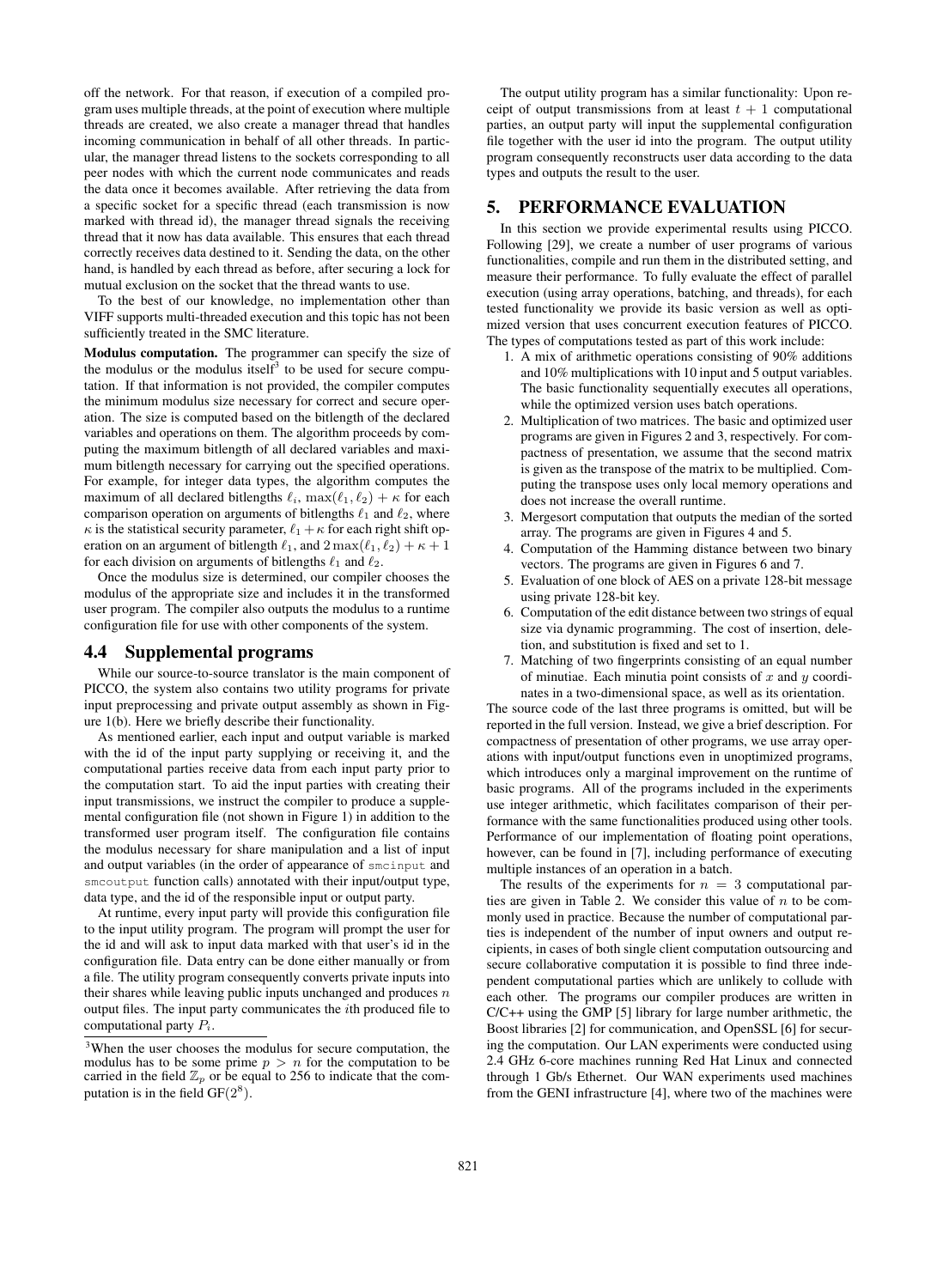off the network. For that reason, if execution of a compiled program uses multiple threads, at the point of execution where multiple threads are created, we also create a manager thread that handles incoming communication in behalf of all other threads. In particular, the manager thread listens to the sockets corresponding to all peer nodes with which the current node communicates and reads the data once it becomes available. After retrieving the data from a specific socket for a specific thread (each transmission is now marked with thread id), the manager thread signals the receiving thread that it now has data available. This ensures that each thread correctly receives data destined to it. Sending the data, on the other hand, is handled by each thread as before, after securing a lock for mutual exclusion on the socket that the thread wants to use.

To the best of our knowledge, no implementation other than VIFF supports multi-threaded execution and this topic has not been sufficiently treated in the SMC literature.

**Modulus computation.** The programmer can specify the size of the modulus or the modulus itself[3] to be used for secure computation. If that information is not provided, the compiler computes the minimum modulus size necessary for correct and secure operation. The size is computed based on the bitlength of the declared variables and operations on them. The algorithm proceeds by computing the maximum bitlength of all declared variables and maximum bitlength necessary for carrying out the specified operations. For example, for integer data types, the algorithm computes the maximum of all declared bitlengths $\ell_i$, $\max(\ell_1, \ell_2) + \kappa$ for each comparison operation on arguments of bitlengths $\ell_1$ and $\ell_2$, where $\kappa$ is the statistical security parameter, $\ell_1 + \kappa$ for each right shift operation on an argument of bitlength $\ell_1$, and $2\max(\ell_1, \ell_2) + \kappa + 1$ for each division on arguments of bitlengths $\ell_1$ and $\ell_2$.

Once the modulus size is determined, our compiler chooses the modulus of the appropriate size and includes it in the transformed user program. The compiler also outputs the modulus to a runtime configuration file for use with other components of the system.

### 4.4 Supplemental programs

While our source-to-source translator is the main component of PICCO, the system also contains two utility programs for private input preprocessing and private output assembly as shown in Figure 1(b). Here we briefly describe their functionality.

As mentioned earlier, each input and output variable is marked with the id of the input party supplying or receiving it, and the computational parties receive data from each input party prior to the computation start. To aid the input parties with creating their input transmissions, we instruct the compiler to produce a supplemental configuration file (not shown in Figure 1) in addition to the transformed user program itself. The configuration file contains the modulus necessary for share manipulation and a list of input and output variables (in the order of appearance of `smcinput` and `smcoutput` function calls) annotated with their input/output type, data type, and the id of the responsible input or output party.

At runtime, every input party will provide this configuration file to the input utility program. The program will prompt the user for the id and will ask to input data marked with that user's id in the configuration file. Data entry can be done either manually or from a file. The utility program consequently converts private inputs into their shares while leaving public inputs unchanged and produces $n$ output files. The input party communicates the $i$th produced file to computational party $P_i$.

[3] When the user chooses the modulus for secure computation, the modulus has to be some prime $p > n$ for the computation to be carried in the field $\mathbb{Z}_p$ or be equal to 256 to indicate that the computation is in the field GF($2^8$).

The output utility program has a similar functionality: Upon receipt of output transmissions from at least $t + 1$ computational parties, an output party will input the supplemental configuration file together with the user id into the program. The output utility program consequently reconstructs user data according to the data types and outputs the result to the user.

## 5. PERFORMANCE EVALUATION

In this section we provide experimental results using PICCO. Following [29], we create a number of user programs of various functionalities, compile and run them in the distributed setting, and measure their performance. To fully evaluate the effect of parallel execution (using array operations, batching, and threads), for each tested functionality we provide its basic version as well as optimized version that uses concurrent execution features of PICCO. The types of computations tested as part of this work include:

1. A mix of arithmetic operations consisting of 90% additions and 10% multiplications with 10 input and 5 output variables. The basic functionality sequentially executes all operations, while the optimized version uses batch operations.
2. Multiplication of two matrices. The basic and optimized user programs are given in Figures 2 and 3, respectively. For compactness of presentation, we assume that the second matrix is given as the transpose of the matrix to be multiplied. Computing the transpose uses only local memory operations and does not increase the overall runtime.
3. Mergesort computation that outputs the median of the sorted array. The programs are given in Figures 4 and 5.
4. Computation of the Hamming distance between two binary vectors. The programs are given in Figures 6 and 7.
5. Evaluation of one block of AES on a private 128-bit message using private 128-bit key.
6. Computation of the edit distance between two strings of equal size via dynamic programming. The cost of insertion, deletion, and substitution is fixed and set to 1.
7. Matching of two fingerprints consisting of an equal number of minutiae. Each minutia point consists of $x$ and $y$ coordinates in a two-dimensional space, as well as its orientation.

The source code of the last three programs is omitted, but will be reported in the full version. Instead, we give a brief description. For compactness of presentation of other programs, we use array operations with input/output functions even in unoptimized programs, which introduces only a marginal improvement on the runtime of basic programs. All of the programs included in the experiments use integer arithmetic, which facilitates comparison of their performance with the same functionalities produced using other tools. Performance of our implementation of floating point operations, however, can be found in [7], including performance of executing multiple instances of an operation in a batch.

The results of the experiments for $n = 3$ computational parties are given in Table 2. We consider this value of $n$ to be commonly used in practice. Because the number of computational parties is independent of the number of input owners and output recipients, in cases of both single client computation outsourcing and secure collaborative computation it is possible to find three independent computational parties which are unlikely to collude with each other. The programs our compiler produces are written in C/C++ using the GMP [5] library for large number arithmetic, the Boost libraries [2] for communication, and OpenSSL [6] for securing the computation. Our LAN experiments were conducted using 2.4 GHz 6-core machines running Red Hat Linux and connected through 1 Gb/s Ethernet. Our WAN experiments used machines from the GENI infrastructure [4], where two of the machines were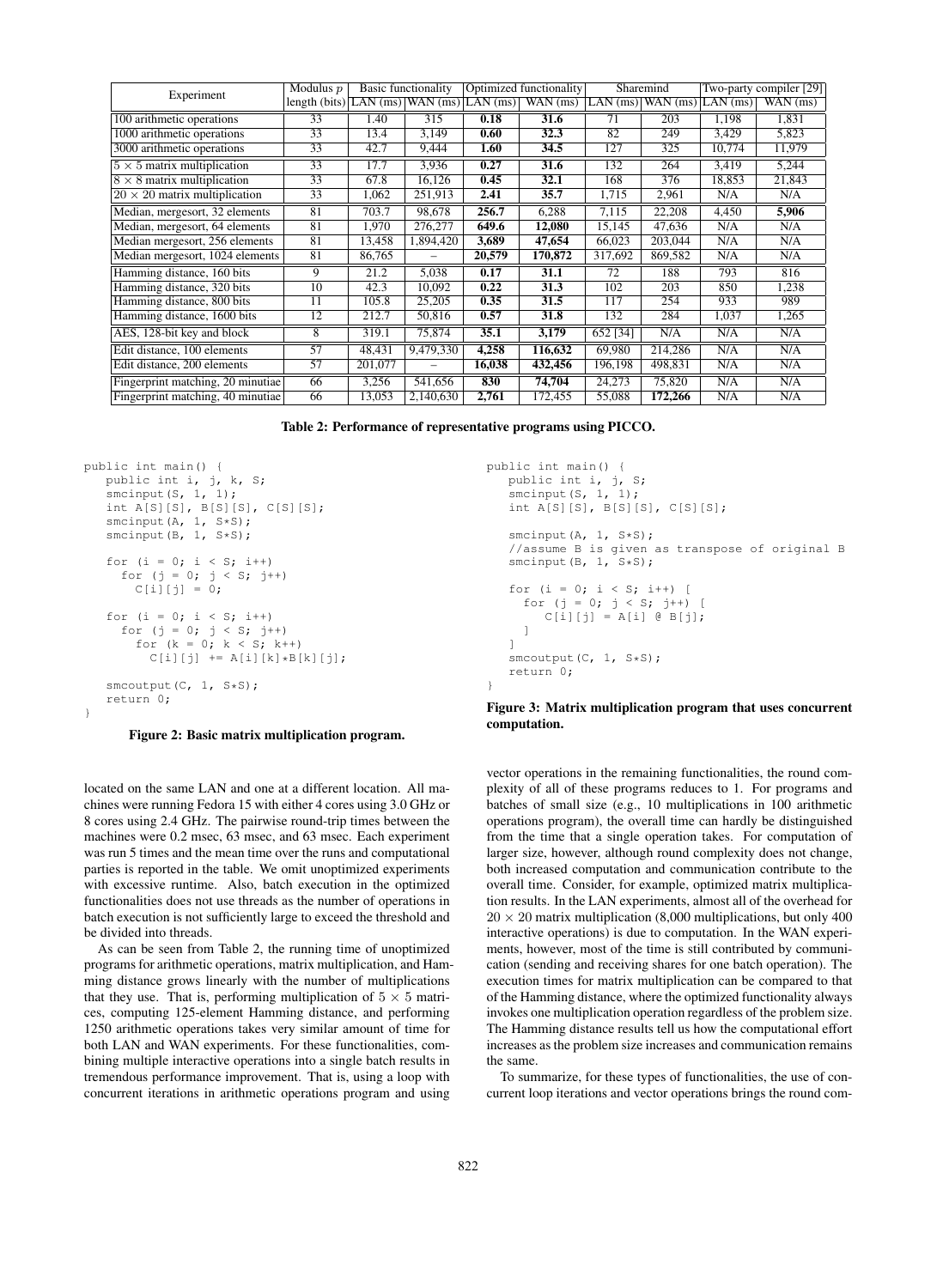| Experiment | Modulus $p$ | Basic functionality | | Optimized functionality | | Sharemind | | Two-party compiler [29] | |
|---|---|---|---|---|---|---|---|---|---|
| | length (bits) | LAN (ms) | WAN (ms) | LAN (ms) | WAN (ms) | LAN (ms) | WAN (ms) | LAN (ms) | WAN (ms) |
| 100 arithmetic operations | 33 | 1.40 | 315 | **0.18** | **31.6** | 71 | 203 | 1,198 | 1,831 |
| 1000 arithmetic operations | 33 | 13.4 | 3,149 | **0.60** | **32.3** | 82 | 249 | 3,429 | 5,823 |
| 3000 arithmetic operations | 33 | 42.7 | 9,444 | **1.60** | **34.5** | 127 | 325 | 10,774 | 11,979 |
| $5 \times 5$ matrix multiplication | 33 | 17.7 | 3,936 | **0.27** | **31.6** | 132 | 264 | 3,419 | 5,244 |
| $8 \times 8$ matrix multiplication | 33 | 67.8 | 16,126 | **0.45** | **32.1** | 168 | 376 | 18,853 | 21,843 |
| $20 \times 20$ matrix multiplication | 33 | 1,062 | 251,913 | **2.41** | **35.7** | 1,715 | 2,961 | N/A | N/A |
| Median, mergesort, 32 elements | 81 | 703.7 | 98,678 | **256.7** | 6,288 | 7,115 | 22,208 | 4,450 | **5,906** |
| Median, mergesort, 64 elements | 81 | 1,970 | 276,277 | **649.6** | **12,080** | 15,145 | 47,636 | N/A | N/A |
| Median mergesort, 256 elements | 81 | 13,458 | 1,894,420 | **3,689** | **47,654** | 66,023 | 203,044 | N/A | N/A |
| Median mergesort, 1024 elements | 81 | 86,765 | – | **20,579** | **170,872** | 317,692 | 869,582 | N/A | N/A |
| Hamming distance, 160 bits | 9 | 21.2 | 5,038 | **0.17** | **31.1** | 72 | 188 | 793 | 816 |
| Hamming distance, 320 bits | 10 | 42.3 | 10,092 | **0.22** | **31.3** | 102 | 203 | 850 | 1,238 |
| Hamming distance, 800 bits | 11 | 105.8 | 25,205 | **0.35** | **31.5** | 117 | 254 | 933 | 989 |
| Hamming distance, 1600 bits | 12 | 212.7 | 50,816 | **0.57** | **31.8** | 132 | 284 | 1,037 | 1,265 |
| AES, 128-bit key and block | 8 | 319.1 | 75,874 | **35.1** | **3,179** | 652 [34] | N/A | N/A | N/A |
| Edit distance, 100 elements | 57 | 48,431 | 9,479,330 | **4,258** | **116,632** | 69,980 | 214,286 | N/A | N/A |
| Edit distance, 200 elements | 57 | 201,077 | – | **16,038** | **432,456** | 196,198 | 498,831 | N/A | N/A |
| Fingerprint matching, 20 minutiae | 66 | 3,256 | 541,656 | **830** | **74,704** | 24,273 | 75,820 | N/A | N/A |
| Fingerprint matching, 40 minutiae | 66 | 13,053 | 2,140,630 | **2,761** | 172,455 | 55,088 | **172,266** | N/A | N/A |

**Table 2: Performance of representative programs using PICCO.**

```
public int main() {
   public int i, j, k, S;
   smcinput(S, 1, 1);
   int A[S][S], B[S][S], C[S][S];
   smcinput(A, 1, S*S);
   smcinput(B, 1, S*S);

   for (i = 0; i < S; i++)
     for (j = 0; j < S; j++)
       C[i][j] = 0;

   for (i = 0; i < S; i++)
     for (j = 0; j < S; j++)
       for (k = 0; k < S; k++)
         C[i][j] += A[i][k]*B[k][j];

   smcoutput(C, 1, S*S);
   return 0;
}
```

**Figure 2: Basic matrix multiplication program.**

```
public int main() {
   public int i, j, S;
   smcinput(S, 1, 1);
   int A[S][S], B[S][S], C[S][S];

   smcinput(A, 1, S*S);
   //assume B is given as transpose of original B
   smcinput(B, 1, S*S);

   for (i = 0; i < S; i++) [
     for (j = 0; j < S; j++) [
        C[i][j] = A[i] @ B[j];
     ]
   ]
   smcoutput(C, 1, S*S);
   return 0;
}
```

**Figure 3: Matrix multiplication program that uses concurrent computation.**

located on the same LAN and one at a different location. All machines were running Fedora 15 with either 4 cores using 3.0 GHz or 8 cores using 2.4 GHz. The pairwise round-trip times between the machines were 0.2 msec, 63 msec, and 63 msec. Each experiment was run 5 times and the mean time over the runs and computational parties is reported in the table. We omit unoptimized experiments with excessive runtime. Also, batch execution in the optimized functionalities does not use threads as the number of operations in batch execution is not sufficiently large to exceed the threshold and be divided into threads.

As can be seen from Table 2, the running time of unoptimized programs for arithmetic operations, matrix multiplication, and Hamming distance grows linearly with the number of multiplications that they use. That is, performing multiplication of $5 \times 5$ matrices, computing 125-element Hamming distance, and performing 1250 arithmetic operations takes very similar amount of time for both LAN and WAN experiments. For these functionalities, combining multiple interactive operations into a single batch results in tremendous performance improvement. That is, using a loop with concurrent iterations in arithmetic operations program and using vector operations in the remaining functionalities, the round complexity of all of these programs reduces to 1. For programs and batches of small size (e.g., 10 multiplications in 100 arithmetic operations program), the overall time can hardly be distinguished from the time that a single operation takes. For computation of larger size, however, although round complexity does not change, both increased computation and communication contribute to the overall time. Consider, for example, optimized matrix multiplication results. In the LAN experiments, almost all of the overhead for $20 \times 20$ matrix multiplication (8,000 multiplications, but only 400 interactive operations) is due to computation. In the WAN experiments, however, most of the time is still contributed by communication (sending and receiving shares for one batch operation). The execution times for matrix multiplication can be compared to that of the Hamming distance, where the optimized functionality always invokes one multiplication operation regardless of the problem size. The Hamming distance results tell us how the computational effort increases as the problem size increases and communication remains the same.

To summarize, for these types of functionalities, the use of concurrent loop iterations and vector operations brings the round com-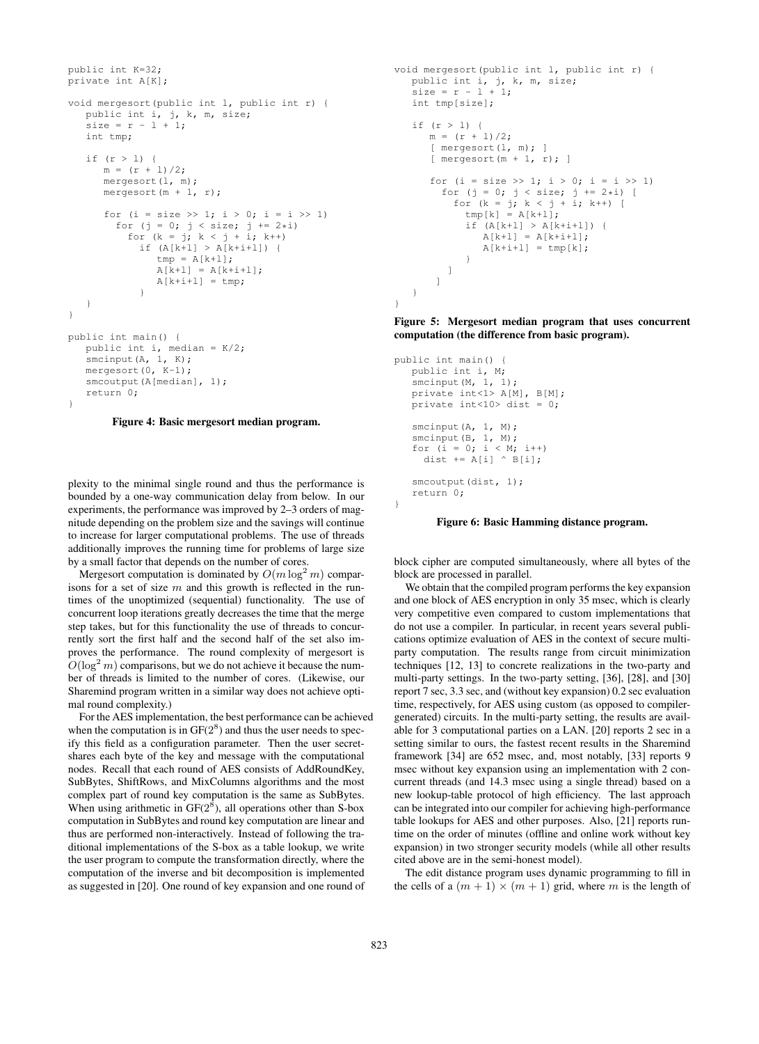```
public int K=32;
private int A[K];

void mergesort(public int l, public int r) {
   public int i, j, k, m, size;
   size = r - l + 1;
   int tmp;

   if (r > l) {
      m = (r + l)/2;
      mergesort(l, m);
      mergesort(m + 1, r);

      for (i = size >> 1; i > 0; i = i >> 1)
        for (j = 0; j < size; j += 2*i)
          for (k = j; k < j + i; k++)
            if (A[k+l] > A[k+i+l]) {
               tmp = A[k+l];
               A[k+l] = A[k+i+l];
               A[k+i+l] = tmp;
            }
   }
}

public int main() {
   public int i, median = K/2;
   smcinput(A, 1, K);
   mergesort(0, K-1);
   smcoutput(A[median], 1);
   return 0;
}
```

**Figure 4: Basic mergesort median program.**

plexity to the minimal single round and thus the performance is bounded by a one-way communication delay from below. In our experiments, the performance was improved by 2–3 orders of magnitude depending on the problem size and the savings will continue to increase for larger computational problems. The use of threads additionally improves the running time for problems of large size by a small factor that depends on the number of cores.

Mergesort computation is dominated by $O(m \log^2 m)$ comparisons for a set of size $m$ and this growth is reflected in the runtimes of the unoptimized (sequential) functionality. The use of concurrent loop iterations greatly decreases the time that the merge step takes, but for this functionality the use of threads to concurrently sort the first half and the second half of the set also improves the performance. The round complexity of mergesort is $O(\log^2 m)$ comparisons, but we do not achieve it because the number of threads is limited to the number of cores. (Likewise, our Sharemind program written in a similar way does not achieve optimal round complexity.)

For the AES implementation, the best performance can be achieved when the computation is in GF($2^8$) and thus the user needs to specify this field as a configuration parameter. Then the user secret-shares each byte of the key and message with the computational nodes. Recall that each round of AES consists of AddRoundKey, SubBytes, ShiftRows, and MixColumns algorithms and the most complex part of round key computation is the same as SubBytes. When using arithmetic in GF($2^8$), all operations other than S-box computation in SubBytes and round key computation are linear and thus are performed non-interactively. Instead of following the traditional implementations of the S-box as a table lookup, we write the user program to compute the transformation directly, where the computation of the inverse and bit decomposition is implemented as suggested in [20]. One round of key expansion and one round of

```
void mergesort(public int l, public int r) {
   public int i, j, k, m, size;
   size = r - l + 1;
   int tmp[size];

   if (r > l) {
      m = (r + l)/2;
      [ mergesort(l, m); ]
      [ mergesort(m + 1, r); ]

      for (i = size >> 1; i > 0; i = i >> 1)
        for (j = 0; j < size; j += 2*i) [
          for (k = j; k < j + i; k++) [
            tmp[k] = A[k+l];
            if (A[k+l] > A[k+i+l]) {
               A[k+l] = A[k+i+l];
               A[k+i+l] = tmp[k];
            }
          ]
        ]
   }
}
```

**Figure 5: Mergesort median program that uses concurrent computation (the difference from basic program).**

```
public int main() {
   public int i, M;
   smcinput(M, 1, 1);
   private int<1> A[M], B[M];
   private int<10> dist = 0;

   smcinput(A, 1, M);
   smcinput(B, 1, M);
   for (i = 0; i < M; i++)
     dist += A[i] ^ B[i];

   smcoutput(dist, 1);
   return 0;
}
```

**Figure 6: Basic Hamming distance program.**

block cipher are computed simultaneously, where all bytes of the block are processed in parallel.

We obtain that the compiled program performs the key expansion and one block of AES encryption in only 35 msec, which is clearly very competitive even compared to custom implementations that do not use a compiler. In particular, in recent years several publications optimize evaluation of AES in the context of secure multiparty computation. The results range from circuit minimization techniques [12, 13] to concrete realizations in the two-party and multi-party settings. In the two-party setting, [36], [28], and [30] report 7 sec, 3.3 sec, and (without key expansion) 0.2 sec evaluation time, respectively, for AES using custom (as opposed to compiler-generated) circuits. In the multi-party setting, the results are available for 3 computational parties on a LAN. [20] reports 2 sec in a setting similar to ours, the fastest recent results in the Sharemind framework [34] are 652 msec, and, most notably, [33] reports 9 msec without key expansion using an implementation with 2 concurrent threads (and 14.3 msec using a single thread) based on a new lookup-table protocol of high efficiency. The last approach can be integrated into our compiler for achieving high-performance table lookups for AES and other purposes. Also, [21] reports runtime on the order of minutes (offline and online work without key expansion) in two stronger security models (while all other results cited above are in the semi-honest model).

The edit distance program uses dynamic programming to fill in the cells of a $(m+1) \times (m+1)$ grid, where $m$ is the length of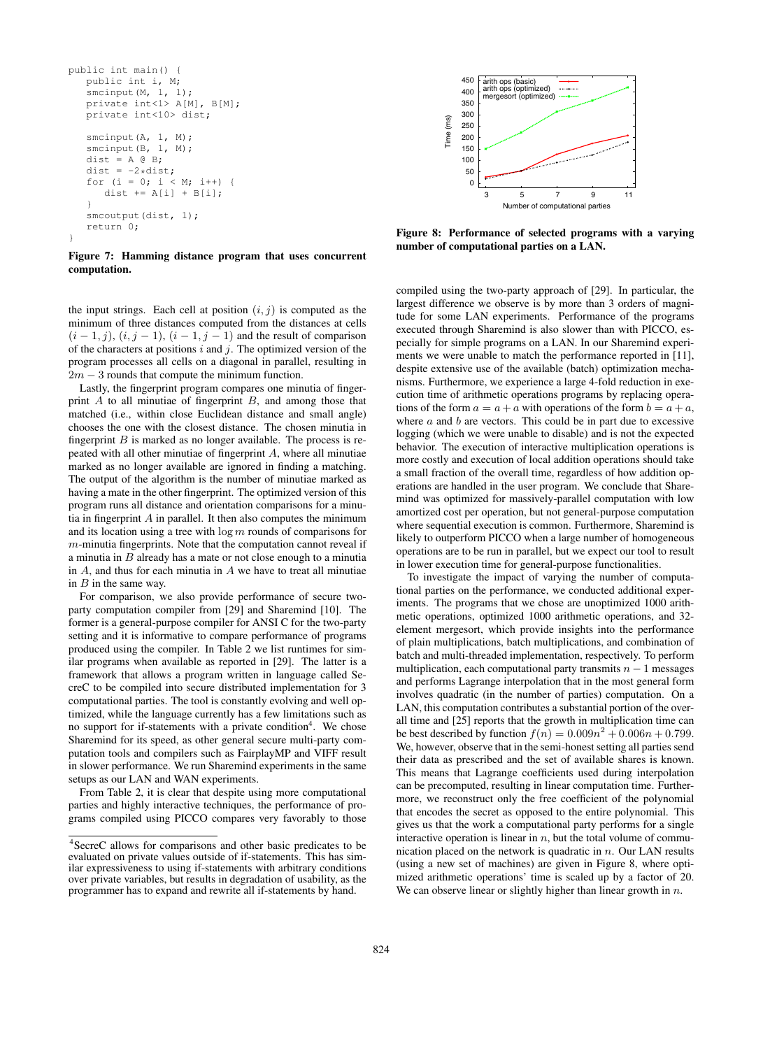```
public int main() {
   public int i, M;
   smcinput(M, 1, 1);
   private int<1> A[M], B[M];
   private int<10> dist;

   smcinput(A, 1, M);
   smcinput(B, 1, M);
   dist = A @ B;
   dist = -2*dist;
   for (i = 0; i < M; i++) {
      dist += A[i] + B[i];
   }
   smcoutput(dist, 1);
   return 0;
}
```

**Figure 7: Hamming distance program that uses concurrent computation.**

the input strings. Each cell at position $(i, j)$ is computed as the minimum of three distances computed from the distances at cells $(i-1, j)$, $(i, j-1)$, $(i-1, j-1)$ and the result of comparison of the characters at positions $i$ and $j$. The optimized version of the program processes all cells on a diagonal in parallel, resulting in $2m-3$ rounds that compute the minimum function.

Lastly, the fingerprint program compares one minutia of fingerprint $A$ to all minutiae of fingerprint $B$, and among those that matched (i.e., within close Euclidean distance and small angle) chooses the one with the closest distance. The chosen minutia in fingerprint $B$ is marked as no longer available. The process is repeated with all other minutiae of fingerprint $A$, where all minutiae marked as no longer available are ignored in finding a matching. The output of the algorithm is the number of minutiae marked as having a mate in the other fingerprint. The optimized version of this program runs all distance and orientation comparisons for a minutia in fingerprint $A$ in parallel. It then also computes the minimum and its location using a tree with $\log m$ rounds of comparisons for $m$-minutia fingerprints. Note that the computation cannot reveal if a minutia in $B$ already has a mate or not close enough to a minutia in $A$, and thus for each minutia in $A$ we have to treat all minutiae in $B$ in the same way.

For comparison, we also provide performance of secure two-party computation compiler from [29] and Sharemind [10]. The former is a general-purpose compiler for ANSI C for the two-party setting and it is informative to compare performance of programs produced using the compiler. In Table 2 we list runtimes for similar programs when available as reported in [29]. The latter is a framework that allows a program written in language called SecreC to be compiled into secure distributed implementation for 3 computational parties. The tool is constantly evolving and well optimized, while the language currently has a few limitations such as no support for if-statements with a private condition[4]. We chose Sharemind for its speed, as other general secure multi-party computation tools and compilers such as FairplayMP and VIFF result in slower performance. We run Sharemind experiments in the same setups as our LAN and WAN experiments.

From Table 2, it is clear that despite using more computational parties and highly interactive techniques, the performance of programs compiled using PICCO compares very favorably to those compiled using the two-party approach of [29]. In particular, the largest difference we observe is by more than 3 orders of magnitude for some LAN experiments. Performance of the programs executed through Sharemind is also slower than with PICCO, especially for simple programs on a LAN. In our Sharemind experiments we were unable to match the performance reported in [11], despite extensive use of the available (batch) optimization mechanisms. Furthermore, we experience a large 4-fold reduction in execution time of arithmetic operations programs by replacing operations of the form $a = a + a$ with operations of the form $b = a + a$, where $a$ and $b$ are vectors. This could be in part due to excessive logging (which we were unable to disable) and is not the expected behavior. The execution of interactive multiplication operations is more costly and execution of local addition operations should take a small fraction of the overall time, regardless of how addition operations are handled in the user program. We conclude that Sharemind was optimized for massively-parallel computation with low amortized cost per operation, but not general-purpose computation where sequential execution is common. Furthermore, Sharemind is likely to outperform PICCO when a large number of homogeneous operations are to be run in parallel, but we expect our tool to result in lower execution time for general-purpose functionalities.

**Figure 8: Performance of selected programs with a varying number of computational parties on a LAN.**

To investigate the impact of varying the number of computational parties on the performance, we conducted additional experiments. The programs that we chose are unoptimized 1000 arithmetic operations, optimized 1000 arithmetic operations, and 32-element mergesort, which provide insights into the performance of plain multiplications, batch multiplications, and combination of batch and multi-threaded implementation, respectively. To perform multiplication, each computational party transmits $n-1$ messages and performs Lagrange interpolation that in the most general form involves quadratic (in the number of parties) computation. On a LAN, this computation contributes a substantial portion of the overall time and [25] reports that the growth in multiplication time can be best described by function $f(n) = 0.009n^2 + 0.006n + 0.799$. We, however, observe that in the semi-honest setting all parties send their data as prescribed and the set of available shares is known. This means that Lagrange coefficients used during interpolation can be precomputed, resulting in linear computation time. Furthermore, we reconstruct only the free coefficient of the polynomial that encodes the secret as opposed to the entire polynomial. This gives us that the work a computational party performs for a single interactive operation is linear in $n$, but the total volume of communication placed on the network is quadratic in $n$. Our LAN results (using a new set of machines) are given in Figure 8, where optimized arithmetic operations' time is scaled up by a factor of 20. We can observe linear or slightly higher than linear growth in $n$.

[4] SecreC allows for comparisons and other basic predicates to be evaluated on private values outside of if-statements. This has similar expressiveness to using if-statements with arbitrary conditions over private variables, but results in degradation of usability, as the programmer has to expand and rewrite all if-statements by hand.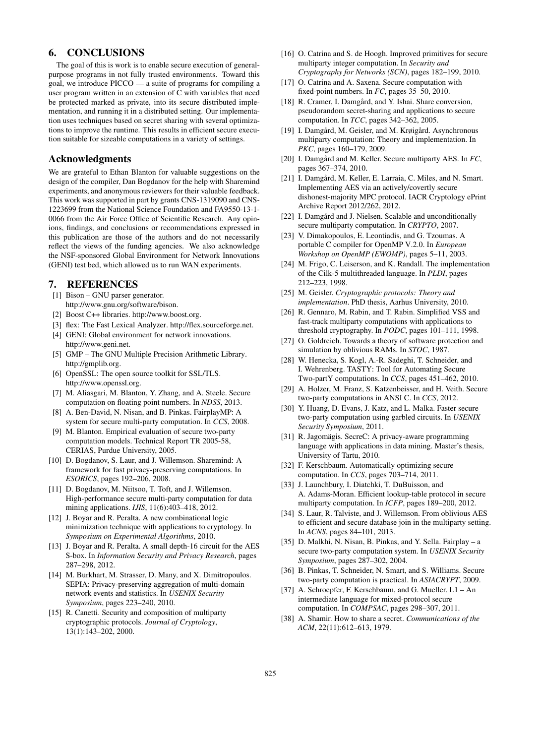## 6. CONCLUSIONS

The goal of this is work is to enable secure execution of general-purpose programs in not fully trusted environments. Toward this goal, we introduce PICCO — a suite of programs for compiling a user program written in an extension of C with variables that need be protected marked as private, into its secure distributed implementation, and running it in a distributed setting. Our implementation uses techniques based on secret sharing with several optimizations to improve the runtime. This results in efficient secure execution suitable for sizeable computations in a variety of settings.

## Acknowledgments

We are grateful to Ethan Blanton for valuable suggestions on the design of the compiler, Dan Bogdanov for the help with Sharemind experiments, and anonymous reviewers for their valuable feedback. This work was supported in part by grants CNS-1319090 and CNS-1223699 from the National Science Foundation and FA9550-13-1-0066 from the Air Force Office of Scientific Research. Any opinions, findings, and conclusions or recommendations expressed in this publication are those of the authors and do not necessarily reflect the views of the funding agencies. We also acknowledge the NSF-sponsored Global Environment for Network Innovations (GENI) test bed, which allowed us to run WAN experiments.

## 7. REFERENCES

[1] Bison – GNU parser generator. http://www.gnu.org/software/bison.

[2] Boost C++ libraries. http://www.boost.org.

[3] flex: The Fast Lexical Analyzer. http://flex.sourceforge.net.

[4] GENI: Global environment for network innovations. http://www.geni.net.

[5] GMP – The GNU Multiple Precision Arithmetic Library. http://gmplib.org.

[6] OpenSSL: The open source toolkit for SSL/TLS. http://www.openssl.org.

[7] M. Aliasgari, M. Blanton, Y. Zhang, and A. Steele. Secure computation on floating point numbers. In *NDSS*, 2013.

[8] A. Ben-David, N. Nisan, and B. Pinkas. FairplayMP: A system for secure multi-party computation. In *CCS*, 2008.

[9] M. Blanton. Empirical evaluation of secure two-party computation models. Technical Report TR 2005-58, CERIAS, Purdue University, 2005.

[10] D. Bogdanov, S. Laur, and J. Willemson. Sharemind: A framework for fast privacy-preserving computations. In *ESORICS*, pages 192–206, 2008.

[11] D. Bogdanov, M. Niitsoo, T. Toft, and J. Willemson. High-performance secure multi-party computation for data mining applications. *IJIS*, 11(6):403–418, 2012.

[12] J. Boyar and R. Peralta. A new combinational logic minimization technique with applications to cryptology. In *Symposium on Experimental Algorithms*, 2010.

[13] J. Boyar and R. Peralta. A small depth-16 circuit for the AES S-box. In *Information Security and Privacy Research*, pages 287–298, 2012.

[14] M. Burkhart, M. Strasser, D. Many, and X. Dimitropoulos. SEPIA: Privacy-preserving aggregation of multi-domain network events and statistics. In *USENIX Security Symposium*, pages 223–240, 2010.

[15] R. Canetti. Security and composition of multiparty cryptographic protocols. *Journal of Cryptology*, 13(1):143–202, 2000.

[16] O. Catrina and S. de Hoogh. Improved primitives for secure multiparty integer computation. In *Security and Cryptography for Networks (SCN)*, pages 182–199, 2010.

[17] O. Catrina and A. Saxena. Secure computation with fixed-point numbers. In *FC*, pages 35–50, 2010.

[18] R. Cramer, I. Damgård, and Y. Ishai. Share conversion, pseudorandom secret-sharing and applications to secure computation. In *TCC*, pages 342–362, 2005.

[19] I. Damgård, M. Geisler, and M. Krøigård. Asynchronous multiparty computation: Theory and implementation. In *PKC*, pages 160–179, 2009.

[20] I. Damgård and M. Keller. Secure multiparty AES. In *FC*, pages 367–374, 2010.

[21] I. Damgård, M. Keller, E. Larraia, C. Miles, and N. Smart. Implementing AES via an actively/covertly secure dishonest-majority MPC protocol. IACR Cryptology ePrint Archive Report 2012/262, 2012.

[22] I. Damgård and J. Nielsen. Scalable and unconditionally secure multiparty computation. In *CRYPTO*, 2007.

[23] V. Dimakopoulos, E. Leontiadis, and G. Tzoumas. A portable C compiler for OpenMP V.2.0. In *European Workshop on OpenMP (EWOMP)*, pages 5–11, 2003.

[24] M. Frigo, C. Leiserson, and K. Randall. The implementation of the Cilk-5 multithreaded language. In *PLDI*, pages 212–223, 1998.

[25] M. Geisler. *Cryptographic protocols: Theory and implementation*. PhD thesis, Aarhus University, 2010.

[26] R. Gennaro, M. Rabin, and T. Rabin. Simplified VSS and fast-track multiparty computations with applications to threshold cryptography. In *PODC*, pages 101–111, 1998.

[27] O. Goldreich. Towards a theory of software protection and simulation by oblivious RAMs. In *STOC*, 1987.

[28] W. Henecka, S. Kogl, A.-R. Sadeghi, T. Schneider, and I. Wehrenberg. TASTY: Tool for Automating Secure Two-partY computations. In *CCS*, pages 451–462, 2010.

[29] A. Holzer, M. Franz, S. Katzenbeisser, and H. Veith. Secure two-party computations in ANSI C. In *CCS*, 2012.

[30] Y. Huang, D. Evans, J. Katz, and L. Malka. Faster secure two-party computation using garbled circuits. In *USENIX Security Symposium*, 2011.

[31] R. Jagomägis. SecreC: A privacy-aware programming language with applications in data mining. Master's thesis, University of Tartu, 2010.

[32] F. Kerschbaum. Automatically optimizing secure computation. In *CCS*, pages 703–714, 2011.

[33] J. Launchbury, I. Diatchki, T. DuBuisson, and A. Adams-Moran. Efficient lookup-table protocol in secure multiparty computation. In *ICFP*, pages 189–200, 2012.

[34] S. Laur, R. Talviste, and J. Willemson. From oblivious AES to efficient and secure database join in the multiparty setting. In *ACNS*, pages 84–101, 2013.

[35] D. Malkhi, N. Nisan, B. Pinkas, and Y. Sella. Fairplay – a secure two-party computation system. In *USENIX Security Symposium*, pages 287–302, 2004.

[36] B. Pinkas, T. Schneider, N. Smart, and S. Williams. Secure two-party computation is practical. In *ASIACRYPT*, 2009.

[37] A. Schroepfer, F. Kerschbaum, and G. Mueller. L1 – An intermediate language for mixed-protocol secure computation. In *COMPSAC*, pages 298–307, 2011.

[38] A. Shamir. How to share a secret. *Communications of the ACM*, 22(11):612–613, 1979.